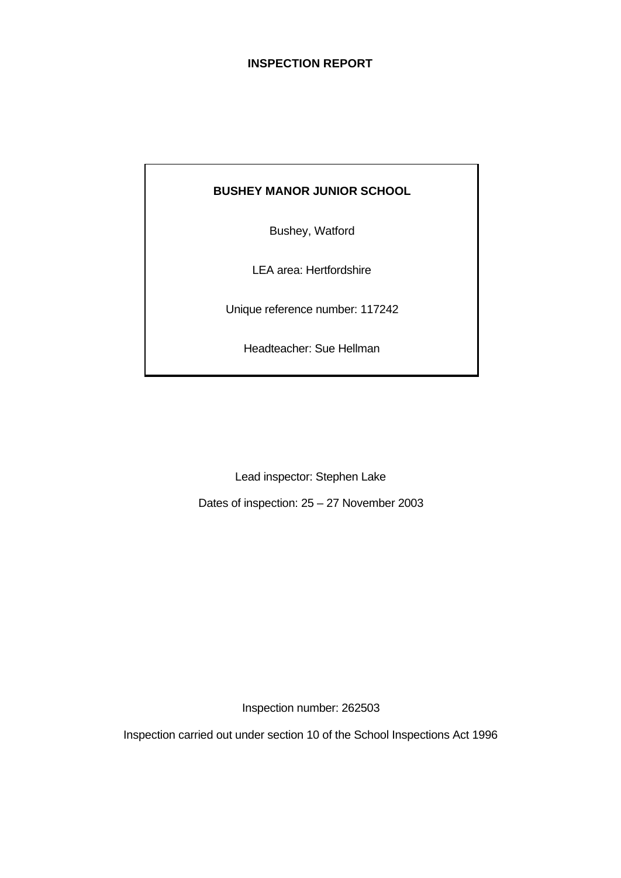# INSPECTION REPORT

**BUSHEY MANOR JUNIOR SCHOOL**

Bushey, Watford

LEA area: Hertfordshire

Unique reference number: 117242

Headteacher: Sue Hellman

Lead inspector: Stephen Lake

Dates of inspection: 25 – 27 November 2003

Inspection number: 262503

Inspection carried out under section 10 of the School Inspections Act 1996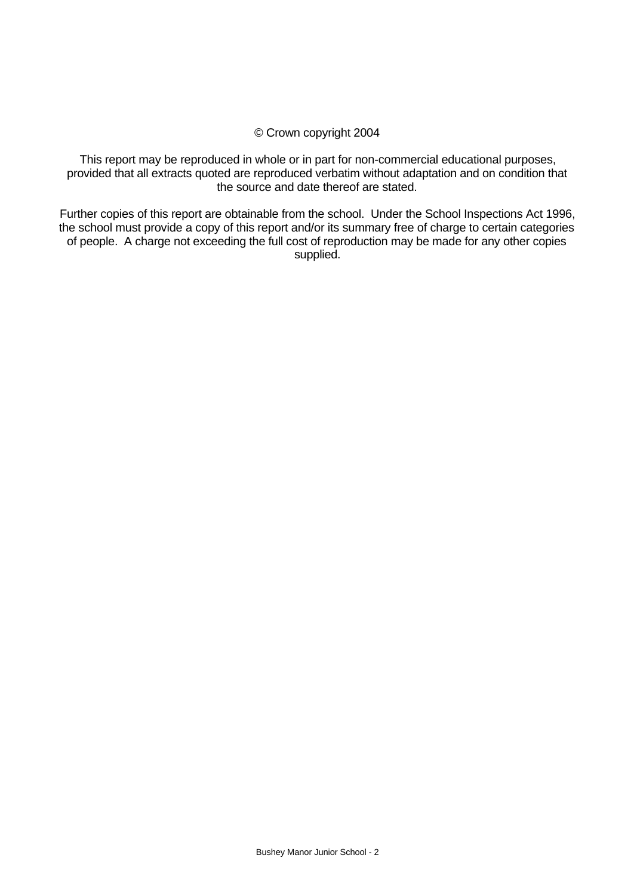© Crown copyright 2004

This report may be reproduced in whole or in part for non-commercial educational purposes, provided that all extracts quoted are reproduced verbatim without adaptation and on condition that the source and date thereof are stated.

Further copies of this report are obtainable from the school. Under the School Inspections Act 1996, the school must provide a copy of this report and/or its summary free of charge to certain categories of people. A charge not exceeding the full cost of reproduction may be made for any other copies supplied.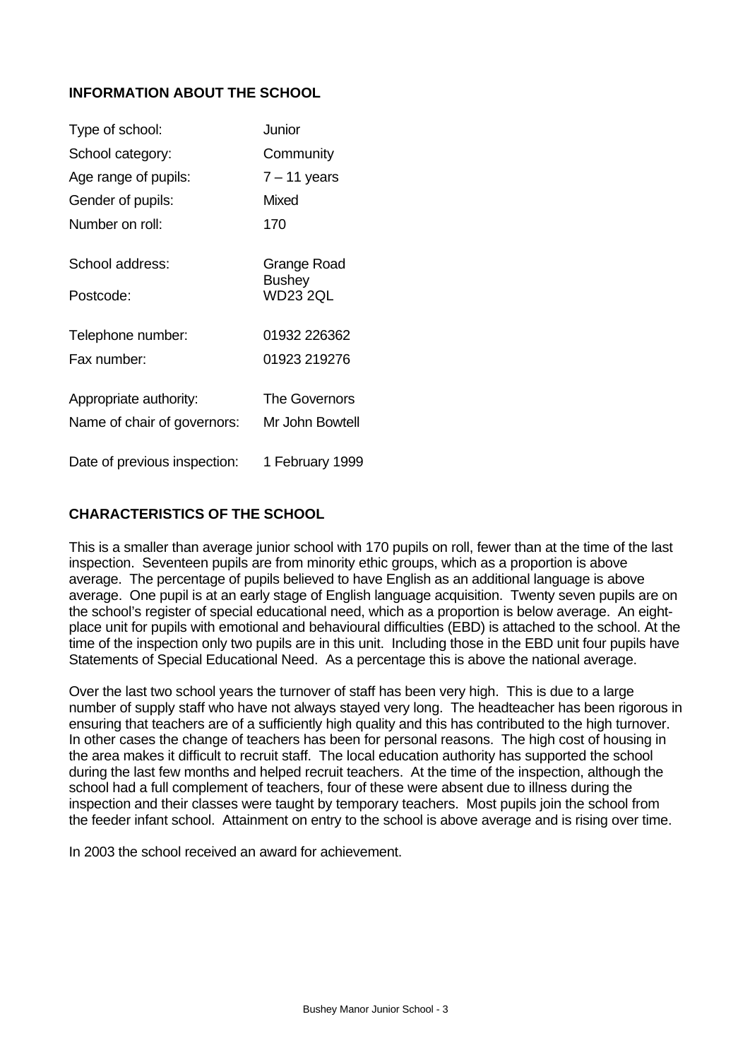## INFORMATION ABOUT THE SCHOOL

| | |
|---|---|
| Type of school: | Junior |
| School category: | Community |
| Age range of pupils: | 7 – 11 years |
| Gender of pupils: | Mixed |
| Number on roll: | 170 |
| School address: | Grange Road<br>Bushey |
| Postcode: | WD23 2QL |
| Telephone number: | 01932 226362 |
| Fax number: | 01923 219276 |
| Appropriate authority: | The Governors |
| Name of chair of governors: | Mr John Bowtell |
| Date of previous inspection: | 1 February 1999 |

## CHARACTERISTICS OF THE SCHOOL

This is a smaller than average junior school with 170 pupils on roll, fewer than at the time of the last inspection. Seventeen pupils are from minority ethic groups, which as a proportion is above average. The percentage of pupils believed to have English as an additional language is above average. One pupil is at an early stage of English language acquisition. Twenty seven pupils are on the school's register of special educational need, which as a proportion is below average. An eight-place unit for pupils with emotional and behavioural difficulties (EBD) is attached to the school. At the time of the inspection only two pupils are in this unit. Including those in the EBD unit four pupils have Statements of Special Educational Need. As a percentage this is above the national average.

Over the last two school years the turnover of staff has been very high. This is due to a large number of supply staff who have not always stayed very long. The headteacher has been rigorous in ensuring that teachers are of a sufficiently high quality and this has contributed to the high turnover. In other cases the change of teachers has been for personal reasons. The high cost of housing in the area makes it difficult to recruit staff. The local education authority has supported the school during the last few months and helped recruit teachers. At the time of the inspection, although the school had a full complement of teachers, four of these were absent due to illness during the inspection and their classes were taught by temporary teachers. Most pupils join the school from the feeder infant school. Attainment on entry to the school is above average and is rising over time.

In 2003 the school received an award for achievement.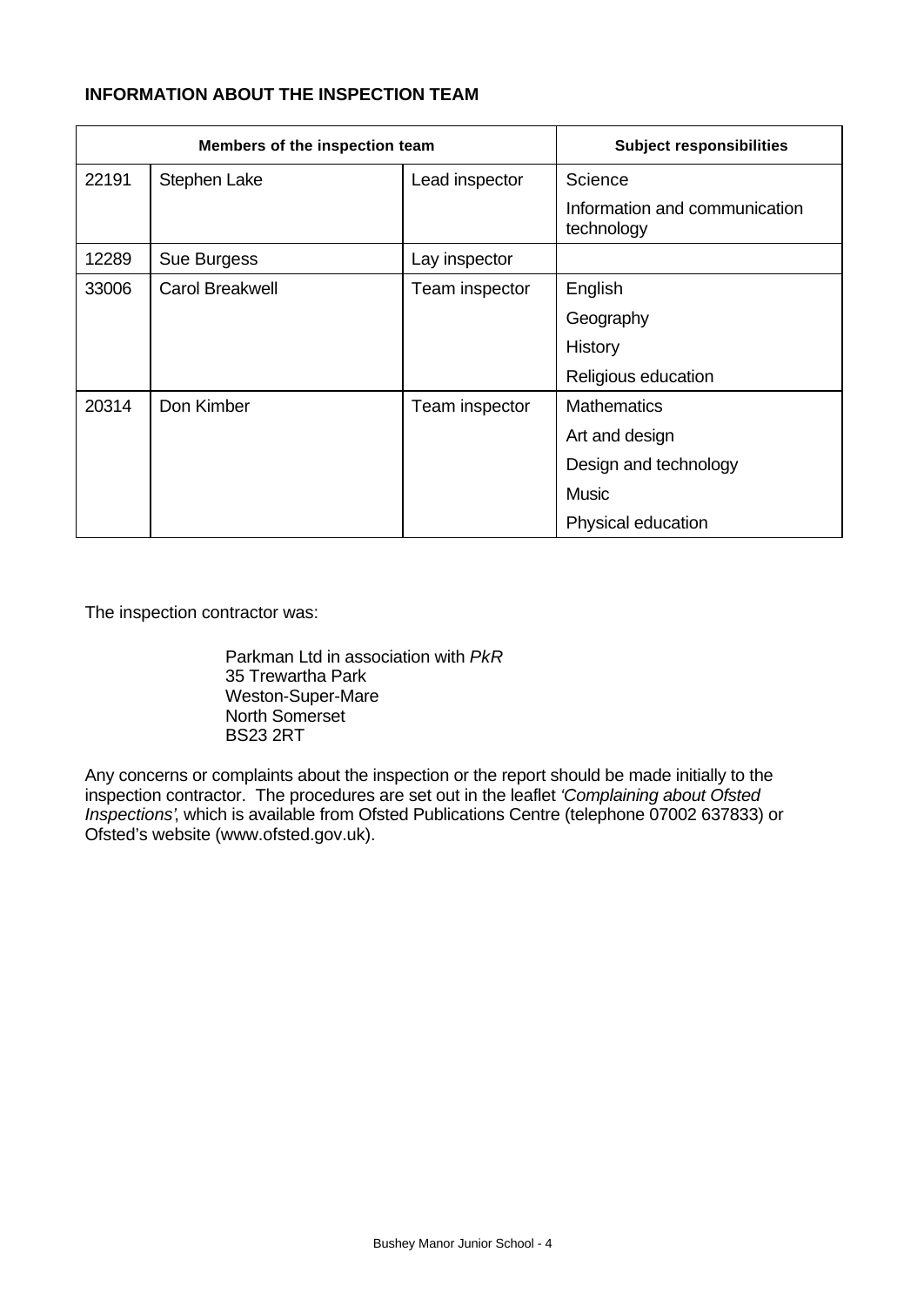**INFORMATION ABOUT THE INSPECTION TEAM**

| Members of the inspection team | | | Subject responsibilities |
|---|---|---|---|
| 22191 | Stephen Lake | Lead inspector | Science |
| | | | Information and communication technology |
| 12289 | Sue Burgess | Lay inspector | |
| 33006 | Carol Breakwell | Team inspector | English |
| | | | Geography |
| | | | History |
| | | | Religious education |
| 20314 | Don Kimber | Team inspector | Mathematics |
| | | | Art and design |
| | | | Design and technology |
| | | | Music |
| | | | Physical education |

The inspection contractor was:

Parkman Ltd in association with *PkR*
35 Trewartha Park
Weston-Super-Mare
North Somerset
BS23 2RT

Any concerns or complaints about the inspection or the report should be made initially to the inspection contractor. The procedures are set out in the leaflet *'Complaining about Ofsted Inspections'*, which is available from Ofsted Publications Centre (telephone 07002 637833) or Ofsted's website (www.ofsted.gov.uk).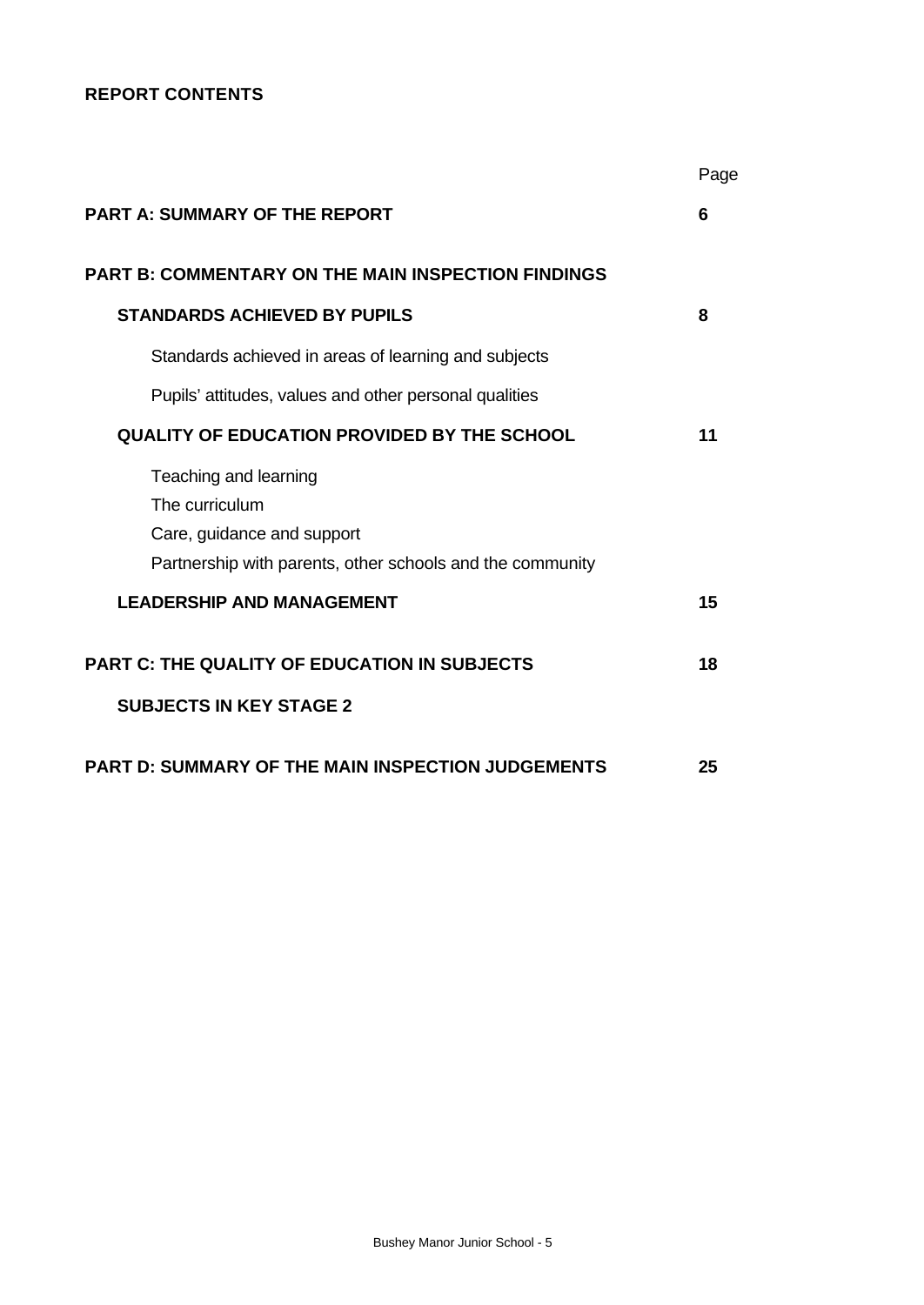**REPORT CONTENTS**

| | Page |
|---|---|
| **PART A: SUMMARY OF THE REPORT** | **6** |
| **PART B: COMMENTARY ON THE MAIN INSPECTION FINDINGS** | |
| **STANDARDS ACHIEVED BY PUPILS** | **8** |
| Standards achieved in areas of learning and subjects | |
| Pupils' attitudes, values and other personal qualities | |
| **QUALITY OF EDUCATION PROVIDED BY THE SCHOOL** | **11** |
| Teaching and learning | |
| The curriculum | |
| Care, guidance and support | |
| Partnership with parents, other schools and the community | |
| **LEADERSHIP AND MANAGEMENT** | **15** |
| **PART C: THE QUALITY OF EDUCATION IN SUBJECTS** | **18** |
| **SUBJECTS IN KEY STAGE 2** | |
| **PART D: SUMMARY OF THE MAIN INSPECTION JUDGEMENTS** | **25** |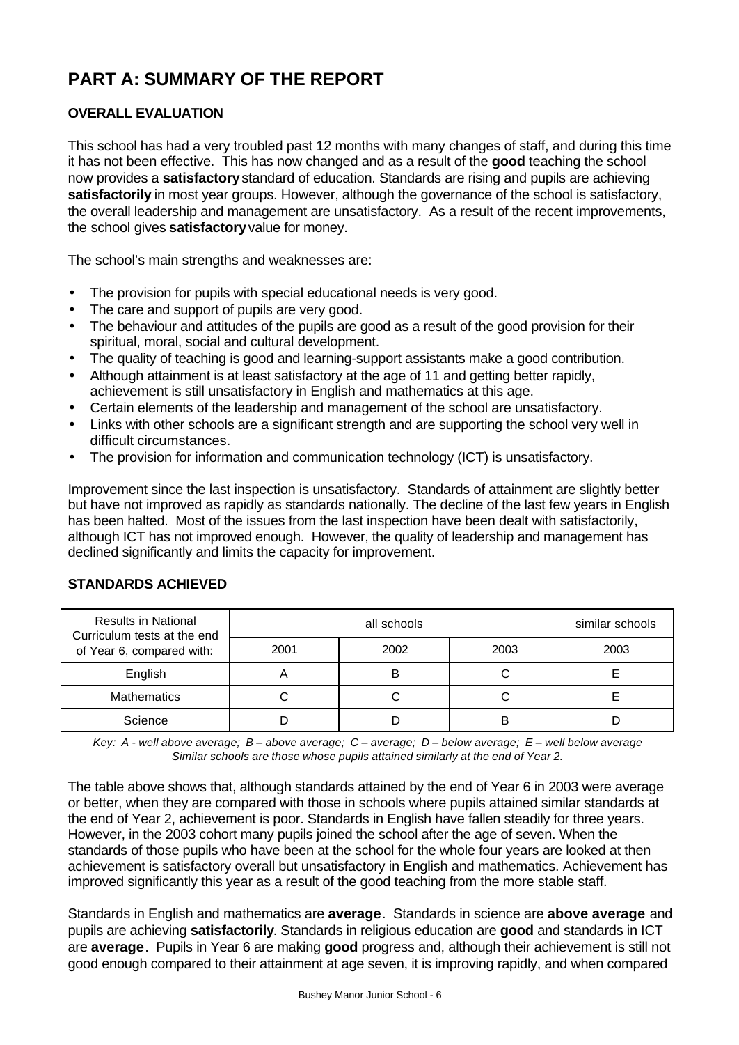# PART A: SUMMARY OF THE REPORT

## OVERALL EVALUATION

This school has had a very troubled past 12 months with many changes of staff, and during this time it has not been effective. This has now changed and as a result of the **good** teaching the school now provides a **satisfactory** standard of education. Standards are rising and pupils are achieving **satisfactorily** in most year groups. However, although the governance of the school is satisfactory, the overall leadership and management are unsatisfactory. As a result of the recent improvements, the school gives **satisfactory** value for money.

The school's main strengths and weaknesses are:

- The provision for pupils with special educational needs is very good.
- The care and support of pupils are very good.
- The behaviour and attitudes of the pupils are good as a result of the good provision for their spiritual, moral, social and cultural development.
- The quality of teaching is good and learning-support assistants make a good contribution.
- Although attainment is at least satisfactory at the age of 11 and getting better rapidly, achievement is still unsatisfactory in English and mathematics at this age.
- Certain elements of the leadership and management of the school are unsatisfactory.
- Links with other schools are a significant strength and are supporting the school very well in difficult circumstances.
- The provision for information and communication technology (ICT) is unsatisfactory.

Improvement since the last inspection is unsatisfactory. Standards of attainment are slightly better but have not improved as rapidly as standards nationally. The decline of the last few years in English has been halted. Most of the issues from the last inspection have been dealt with satisfactorily, although ICT has not improved enough. However, the quality of leadership and management has declined significantly and limits the capacity for improvement.

## STANDARDS ACHIEVED

| Results in National Curriculum tests at the end of Year 6, compared with: | all schools | | | similar schools |
|---|---|---|---|---|
| | 2001 | 2002 | 2003 | 2003 |
| English | A | B | C | E |
| Mathematics | C | C | C | E |
| Science | D | D | B | D |

*Key: A - well above average; B – above average; C – average; D – below average; E – well below average*
*Similar schools are those whose pupils attained similarly at the end of Year 2.*

The table above shows that, although standards attained by the end of Year 6 in 2003 were average or better, when they are compared with those in schools where pupils attained similar standards at the end of Year 2, achievement is poor. Standards in English have fallen steadily for three years. However, in the 2003 cohort many pupils joined the school after the age of seven. When the standards of those pupils who have been at the school for the whole four years are looked at then achievement is satisfactory overall but unsatisfactory in English and mathematics. Achievement has improved significantly this year as a result of the good teaching from the more stable staff.

Standards in English and mathematics are **average**. Standards in science are **above average** and pupils are achieving **satisfactorily**. Standards in religious education are **good** and standards in ICT are **average**. Pupils in Year 6 are making **good** progress and, although their achievement is still not good enough compared to their attainment at age seven, it is improving rapidly, and when compared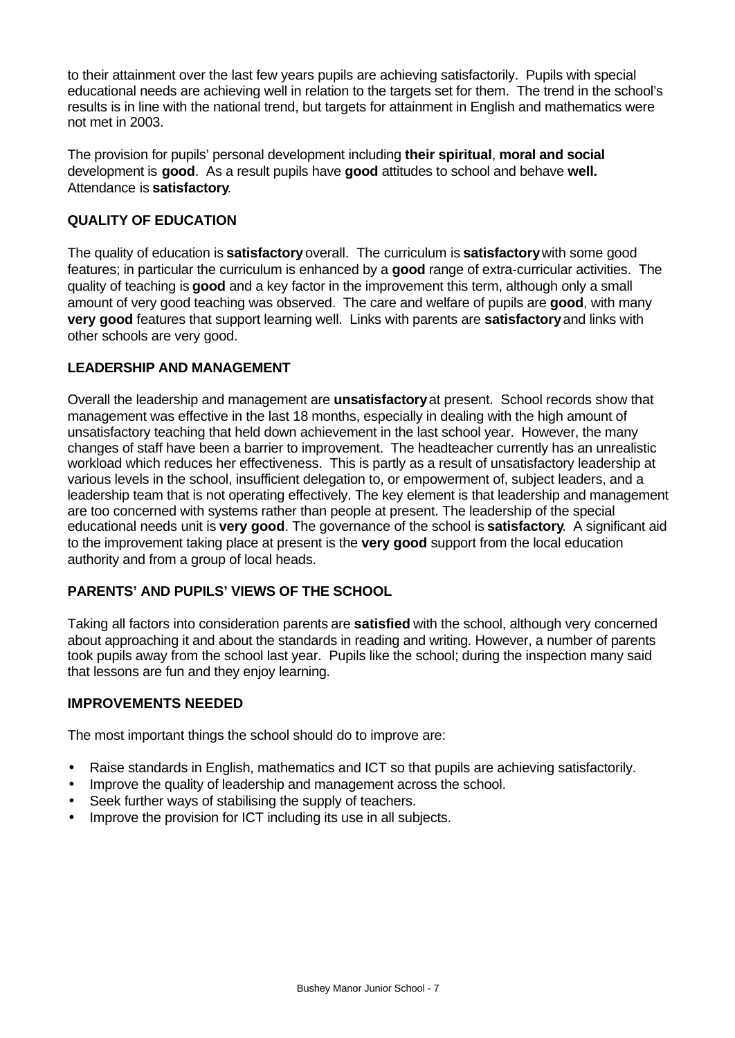to their attainment over the last few years pupils are achieving satisfactorily. Pupils with special educational needs are achieving well in relation to the targets set for them. The trend in the school's results is in line with the national trend, but targets for attainment in English and mathematics were not met in 2003.

The provision for pupils' personal development including **their spiritual**, **moral and social** development is **good**. As a result pupils have **good** attitudes to school and behave **well.** Attendance is **satisfactory**.

### QUALITY OF EDUCATION

The quality of education is **satisfactory** overall. The curriculum is **satisfactory** with some good features; in particular the curriculum is enhanced by a **good** range of extra-curricular activities. The quality of teaching is **good** and a key factor in the improvement this term, although only a small amount of very good teaching was observed. The care and welfare of pupils are **good**, with many **very good** features that support learning well. Links with parents are **satisfactory** and links with other schools are very good.

### LEADERSHIP AND MANAGEMENT

Overall the leadership and management are **unsatisfactory** at present. School records show that management was effective in the last 18 months, especially in dealing with the high amount of unsatisfactory teaching that held down achievement in the last school year. However, the many changes of staff have been a barrier to improvement. The headteacher currently has an unrealistic workload which reduces her effectiveness. This is partly as a result of unsatisfactory leadership at various levels in the school, insufficient delegation to, or empowerment of, subject leaders, and a leadership team that is not operating effectively. The key element is that leadership and management are too concerned with systems rather than people at present. The leadership of the special educational needs unit is **very good**. The governance of the school is **satisfactory**. A significant aid to the improvement taking place at present is the **very good** support from the local education authority and from a group of local heads.

### PARENTS' AND PUPILS' VIEWS OF THE SCHOOL

Taking all factors into consideration parents are **satisfied** with the school, although very concerned about approaching it and about the standards in reading and writing. However, a number of parents took pupils away from the school last year. Pupils like the school; during the inspection many said that lessons are fun and they enjoy learning.

### IMPROVEMENTS NEEDED

The most important things the school should do to improve are:

- Raise standards in English, mathematics and ICT so that pupils are achieving satisfactorily.
- Improve the quality of leadership and management across the school.
- Seek further ways of stabilising the supply of teachers.
- Improve the provision for ICT including its use in all subjects.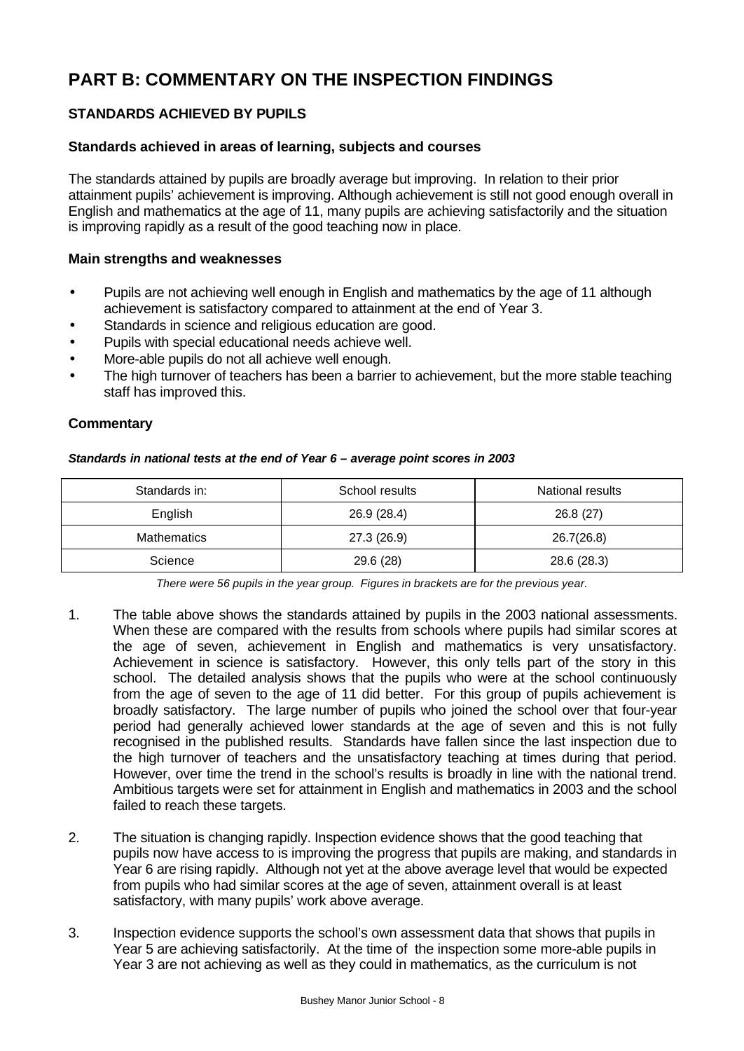# PART B: COMMENTARY ON THE INSPECTION FINDINGS

## STANDARDS ACHIEVED BY PUPILS

### Standards achieved in areas of learning, subjects and courses

The standards attained by pupils are broadly average but improving. In relation to their prior attainment pupils' achievement is improving. Although achievement is still not good enough overall in English and mathematics at the age of 11, many pupils are achieving satisfactorily and the situation is improving rapidly as a result of the good teaching now in place.

### Main strengths and weaknesses

- Pupils are not achieving well enough in English and mathematics by the age of 11 although achievement is satisfactory compared to attainment at the end of Year 3.
- Standards in science and religious education are good.
- Pupils with special educational needs achieve well.
- More-able pupils do not all achieve well enough.
- The high turnover of teachers has been a barrier to achievement, but the more stable teaching staff has improved this.

### Commentary

***Standards in national tests at the end of Year 6 – average point scores in 2003***

| Standards in: | School results | National results |
|---|---|---|
| English | 26.9 (28.4) | 26.8 (27) |
| Mathematics | 27.3 (26.9) | 26.7(26.8) |
| Science | 29.6 (28) | 28.6 (28.3) |

*There were 56 pupils in the year group. Figures in brackets are for the previous year.*

1. The table above shows the standards attained by pupils in the 2003 national assessments. When these are compared with the results from schools where pupils had similar scores at the age of seven, achievement in English and mathematics is very unsatisfactory. Achievement in science is satisfactory. However, this only tells part of the story in this school. The detailed analysis shows that the pupils who were at the school continuously from the age of seven to the age of 11 did better. For this group of pupils achievement is broadly satisfactory. The large number of pupils who joined the school over that four-year period had generally achieved lower standards at the age of seven and this is not fully recognised in the published results. Standards have fallen since the last inspection due to the high turnover of teachers and the unsatisfactory teaching at times during that period. However, over time the trend in the school's results is broadly in line with the national trend. Ambitious targets were set for attainment in English and mathematics in 2003 and the school failed to reach these targets.

2. The situation is changing rapidly. Inspection evidence shows that the good teaching that pupils now have access to is improving the progress that pupils are making, and standards in Year 6 are rising rapidly. Although not yet at the above average level that would be expected from pupils who had similar scores at the age of seven, attainment overall is at least satisfactory, with many pupils' work above average.

3. Inspection evidence supports the school's own assessment data that shows that pupils in Year 5 are achieving satisfactorily. At the time of the inspection some more-able pupils in Year 3 are not achieving as well as they could in mathematics, as the curriculum is not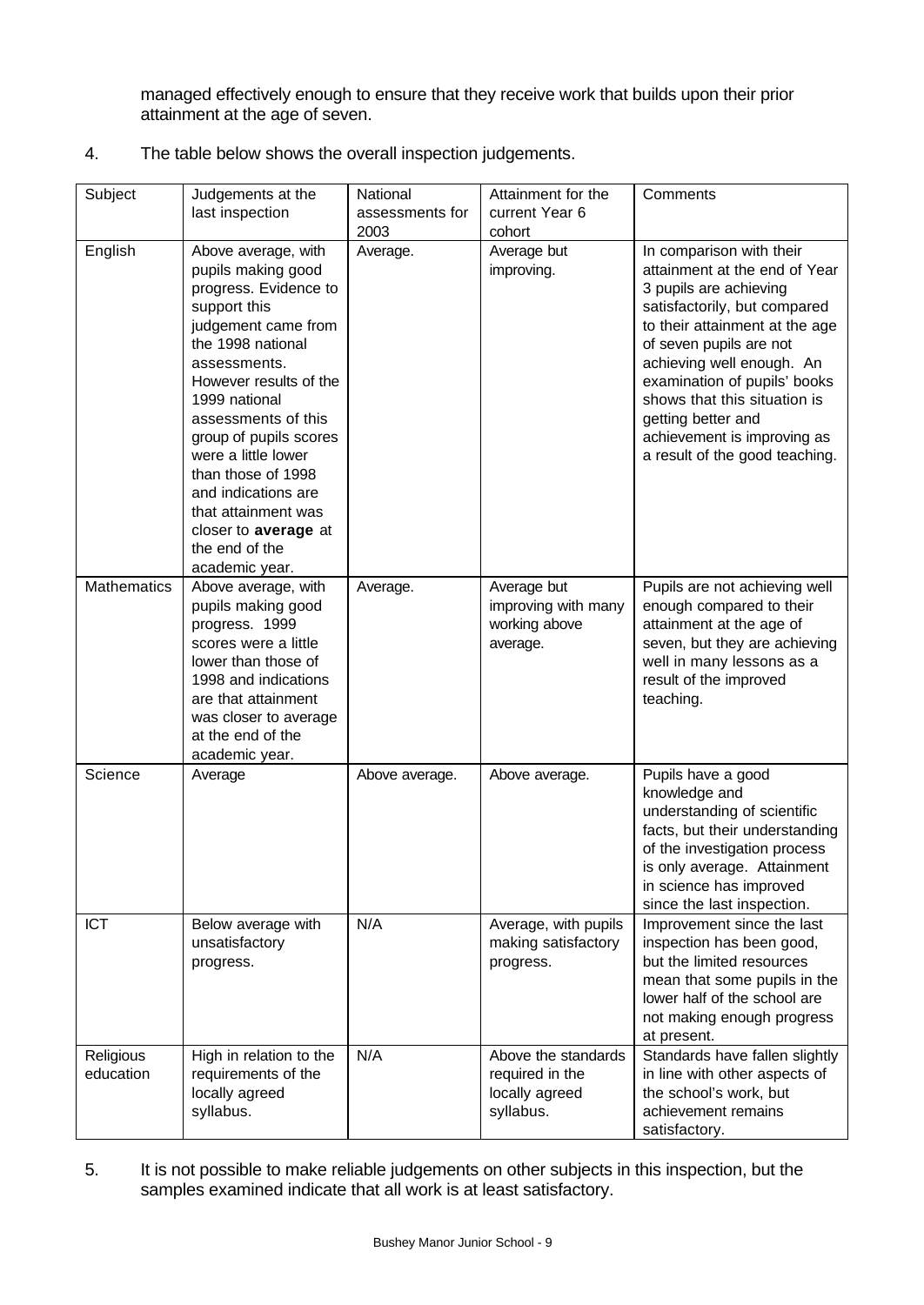managed effectively enough to ensure that they receive work that builds upon their prior attainment at the age of seven.

4. The table below shows the overall inspection judgements.

| Subject | Judgements at the last inspection | National assessments for 2003 | Attainment for the current Year 6 cohort | Comments |
|---|---|---|---|---|
| English | Above average, with pupils making good progress. Evidence to support this judgement came from the 1998 national assessments. However results of the 1999 national assessments of this group of pupils scores were a little lower than those of 1998 and indications are that attainment was closer to **average** at the end of the academic year. | Average. | Average but improving. | In comparison with their attainment at the end of Year 3 pupils are achieving satisfactorily, but compared to their attainment at the age of seven pupils are not achieving well enough. An examination of pupils' books shows that this situation is getting better and achievement is improving as a result of the good teaching. |
| Mathematics | Above average, with pupils making good progress. 1999 scores were a little lower than those of 1998 and indications are that attainment was closer to average at the end of the academic year. | Average. | Average but improving with many working above average. | Pupils are not achieving well enough compared to their attainment at the age of seven, but they are achieving well in many lessons as a result of the improved teaching. |
| Science | Average | Above average. | Above average. | Pupils have a good knowledge and understanding of scientific facts, but their understanding of the investigation process is only average. Attainment in science has improved since the last inspection. |
| ICT | Below average with unsatisfactory progress. | N/A | Average, with pupils making satisfactory progress. | Improvement since the last inspection has been good, but the limited resources mean that some pupils in the lower half of the school are not making enough progress at present. |
| Religious education | High in relation to the requirements of the locally agreed syllabus. | N/A | Above the standards required in the locally agreed syllabus. | Standards have fallen slightly in line with other aspects of the school's work, but achievement remains satisfactory. |

5. It is not possible to make reliable judgements on other subjects in this inspection, but the samples examined indicate that all work is at least satisfactory.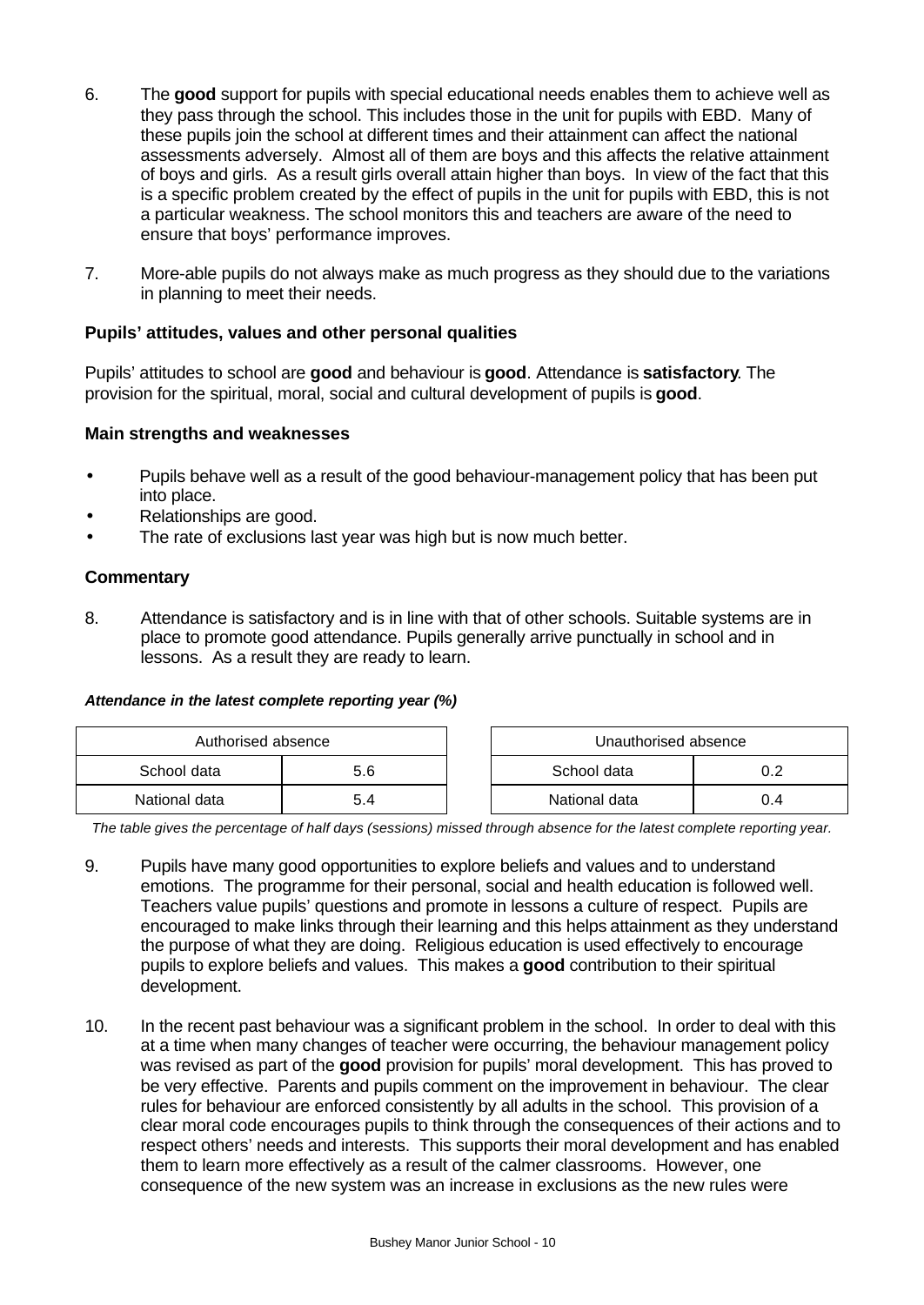6. The **good** support for pupils with special educational needs enables them to achieve well as they pass through the school. This includes those in the unit for pupils with EBD. Many of these pupils join the school at different times and their attainment can affect the national assessments adversely. Almost all of them are boys and this affects the relative attainment of boys and girls. As a result girls overall attain higher than boys. In view of the fact that this is a specific problem created by the effect of pupils in the unit for pupils with EBD, this is not a particular weakness. The school monitors this and teachers are aware of the need to ensure that boys' performance improves.

7. More-able pupils do not always make as much progress as they should due to the variations in planning to meet their needs.

### Pupils' attitudes, values and other personal qualities

Pupils' attitudes to school are **good** and behaviour is **good**. Attendance is **satisfactory**. The provision for the spiritual, moral, social and cultural development of pupils is **good**.

### Main strengths and weaknesses

- Pupils behave well as a result of the good behaviour-management policy that has been put into place.
- Relationships are good.
- The rate of exclusions last year was high but is now much better.

### Commentary

8. Attendance is satisfactory and is in line with that of other schools. Suitable systems are in place to promote good attendance. Pupils generally arrive punctually in school and in lessons. As a result they are ready to learn.

***Attendance in the latest complete reporting year (%)***

| Authorised absence | | Unauthorised absence | |
|---|---|---|---|
| School data | 5.6 | School data | 0.2 |
| National data | 5.4 | National data | 0.4 |

*The table gives the percentage of half days (sessions) missed through absence for the latest complete reporting year.*

9. Pupils have many good opportunities to explore beliefs and values and to understand emotions. The programme for their personal, social and health education is followed well. Teachers value pupils' questions and promote in lessons a culture of respect. Pupils are encouraged to make links through their learning and this helps attainment as they understand the purpose of what they are doing. Religious education is used effectively to encourage pupils to explore beliefs and values. This makes a **good** contribution to their spiritual development.

10. In the recent past behaviour was a significant problem in the school. In order to deal with this at a time when many changes of teacher were occurring, the behaviour management policy was revised as part of the **good** provision for pupils' moral development. This has proved to be very effective. Parents and pupils comment on the improvement in behaviour. The clear rules for behaviour are enforced consistently by all adults in the school. This provision of a clear moral code encourages pupils to think through the consequences of their actions and to respect others' needs and interests. This supports their moral development and has enabled them to learn more effectively as a result of the calmer classrooms. However, one consequence of the new system was an increase in exclusions as the new rules were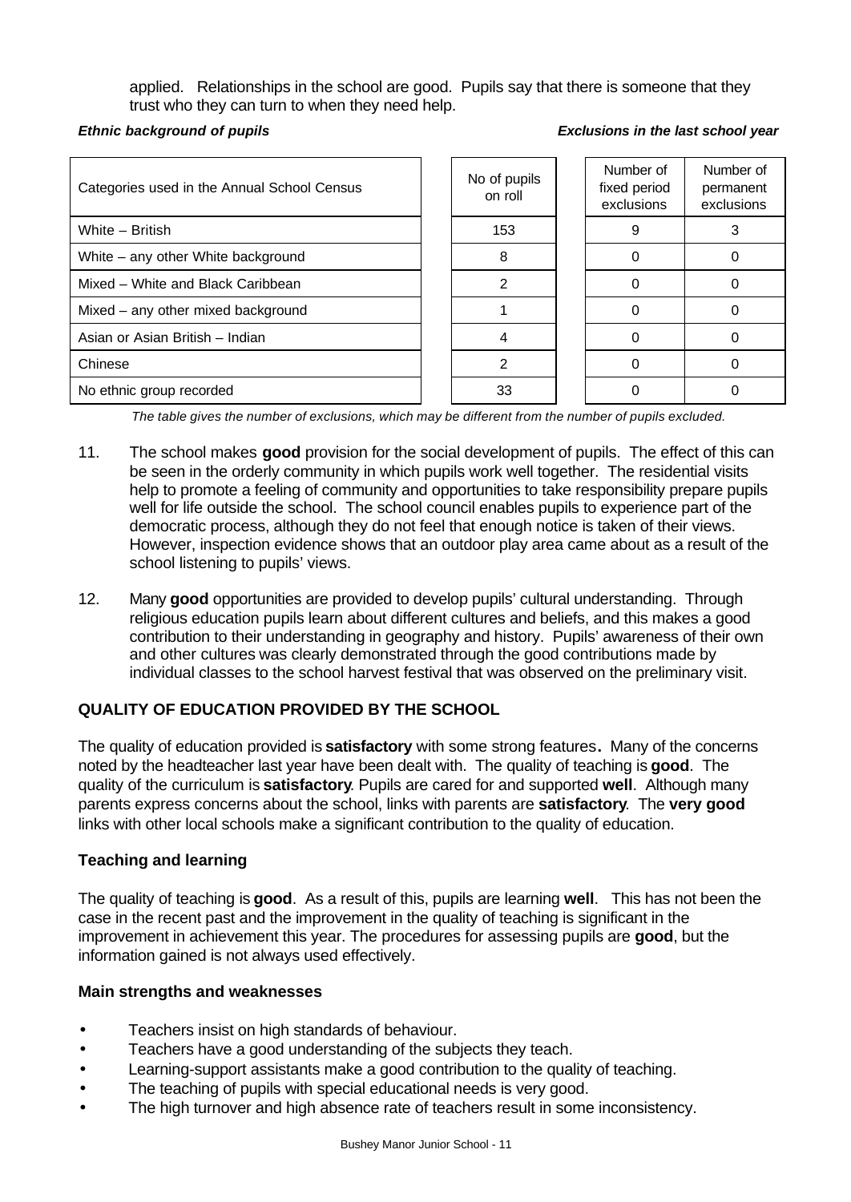applied. Relationships in the school are good. Pupils say that there is someone that they trust who they can turn to when they need help.

*Ethnic background of pupils* *Exclusions in the last school year*

| Categories used in the Annual School Census | No of pupils on roll | Number of fixed period exclusions | Number of permanent exclusions |
|---|---|---|---|
| White – British | 153 | 9 | 3 |
| White – any other White background | 8 | 0 | 0 |
| Mixed – White and Black Caribbean | 2 | 0 | 0 |
| Mixed – any other mixed background | 1 | 0 | 0 |
| Asian or Asian British – Indian | 4 | 0 | 0 |
| Chinese | 2 | 0 | 0 |
| No ethnic group recorded | 33 | 0 | 0 |

*The table gives the number of exclusions, which may be different from the number of pupils excluded.*

11. The school makes **good** provision for the social development of pupils. The effect of this can be seen in the orderly community in which pupils work well together. The residential visits help to promote a feeling of community and opportunities to take responsibility prepare pupils well for life outside the school. The school council enables pupils to experience part of the democratic process, although they do not feel that enough notice is taken of their views. However, inspection evidence shows that an outdoor play area came about as a result of the school listening to pupils' views.

12. Many **good** opportunities are provided to develop pupils' cultural understanding. Through religious education pupils learn about different cultures and beliefs, and this makes a good contribution to their understanding in geography and history. Pupils' awareness of their own and other cultures was clearly demonstrated through the good contributions made by individual classes to the school harvest festival that was observed on the preliminary visit.

## QUALITY OF EDUCATION PROVIDED BY THE SCHOOL

The quality of education provided is **satisfactory** with some strong features**.** Many of the concerns noted by the headteacher last year have been dealt with. The quality of teaching is **good**. The quality of the curriculum is **satisfactory**. Pupils are cared for and supported **well**. Although many parents express concerns about the school, links with parents are **satisfactory**. The **very good** links with other local schools make a significant contribution to the quality of education.

### Teaching and learning

The quality of teaching is **good**. As a result of this, pupils are learning **well**. This has not been the case in the recent past and the improvement in the quality of teaching is significant in the improvement in achievement this year. The procedures for assessing pupils are **good**, but the information gained is not always used effectively.

### Main strengths and weaknesses

- Teachers insist on high standards of behaviour.
- Teachers have a good understanding of the subjects they teach.
- Learning-support assistants make a good contribution to the quality of teaching.
- The teaching of pupils with special educational needs is very good.
- The high turnover and high absence rate of teachers result in some inconsistency.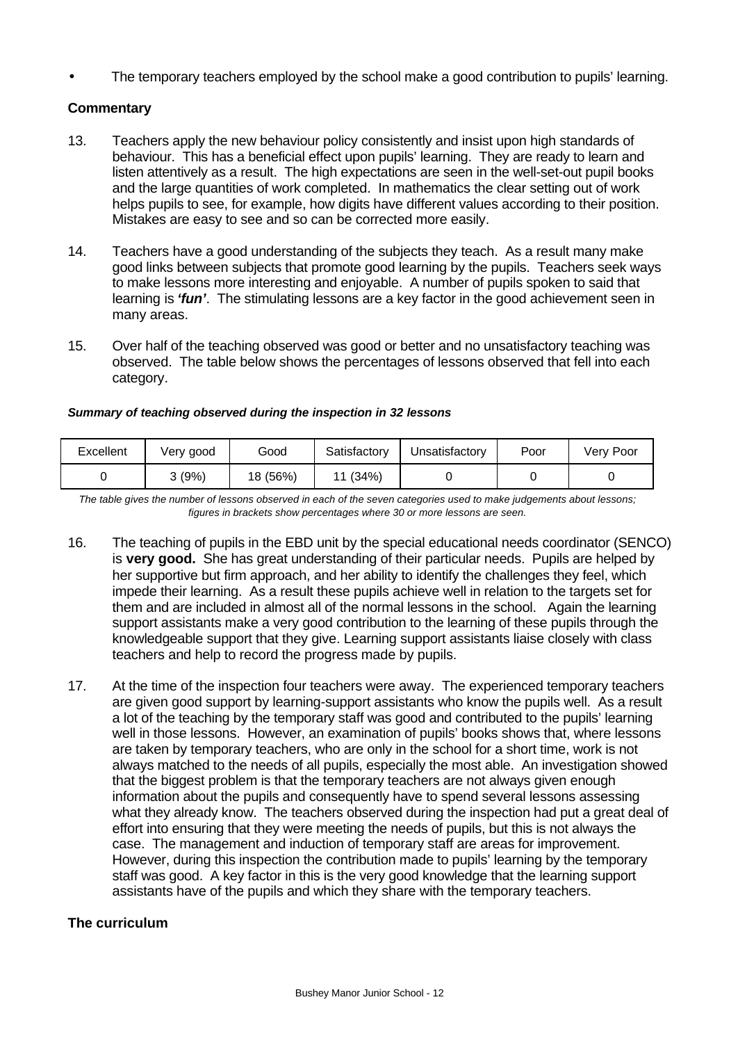- The temporary teachers employed by the school make a good contribution to pupils' learning.

### Commentary

13. Teachers apply the new behaviour policy consistently and insist upon high standards of behaviour. This has a beneficial effect upon pupils' learning. They are ready to learn and listen attentively as a result. The high expectations are seen in the well-set-out pupil books and the large quantities of work completed. In mathematics the clear setting out of work helps pupils to see, for example, how digits have different values according to their position. Mistakes are easy to see and so can be corrected more easily.

14. Teachers have a good understanding of the subjects they teach. As a result many make good links between subjects that promote good learning by the pupils. Teachers seek ways to make lessons more interesting and enjoyable. A number of pupils spoken to said that learning is ***'fun'***. The stimulating lessons are a key factor in the good achievement seen in many areas.

15. Over half of the teaching observed was good or better and no unsatisfactory teaching was observed. The table below shows the percentages of lessons observed that fell into each category.

***Summary of teaching observed during the inspection in 32 lessons***

| Excellent | Very good | Good | Satisfactory | Unsatisfactory | Poor | Very Poor |
|---|---|---|---|---|---|---|
| 0 | 3 (9%) | 18 (56%) | 11 (34%) | 0 | 0 | 0 |

*The table gives the number of lessons observed in each of the seven categories used to make judgements about lessons; figures in brackets show percentages where 30 or more lessons are seen.*

16. The teaching of pupils in the EBD unit by the special educational needs coordinator (SENCO) is **very good.** She has great understanding of their particular needs. Pupils are helped by her supportive but firm approach, and her ability to identify the challenges they feel, which impede their learning. As a result these pupils achieve well in relation to the targets set for them and are included in almost all of the normal lessons in the school. Again the learning support assistants make a very good contribution to the learning of these pupils through the knowledgeable support that they give. Learning support assistants liaise closely with class teachers and help to record the progress made by pupils.

17. At the time of the inspection four teachers were away. The experienced temporary teachers are given good support by learning-support assistants who know the pupils well. As a result a lot of the teaching by the temporary staff was good and contributed to the pupils' learning well in those lessons. However, an examination of pupils' books shows that, where lessons are taken by temporary teachers, who are only in the school for a short time, work is not always matched to the needs of all pupils, especially the most able. An investigation showed that the biggest problem is that the temporary teachers are not always given enough information about the pupils and consequently have to spend several lessons assessing what they already know. The teachers observed during the inspection had put a great deal of effort into ensuring that they were meeting the needs of pupils, but this is not always the case. The management and induction of temporary staff are areas for improvement. However, during this inspection the contribution made to pupils' learning by the temporary staff was good. A key factor in this is the very good knowledge that the learning support assistants have of the pupils and which they share with the temporary teachers.

### The curriculum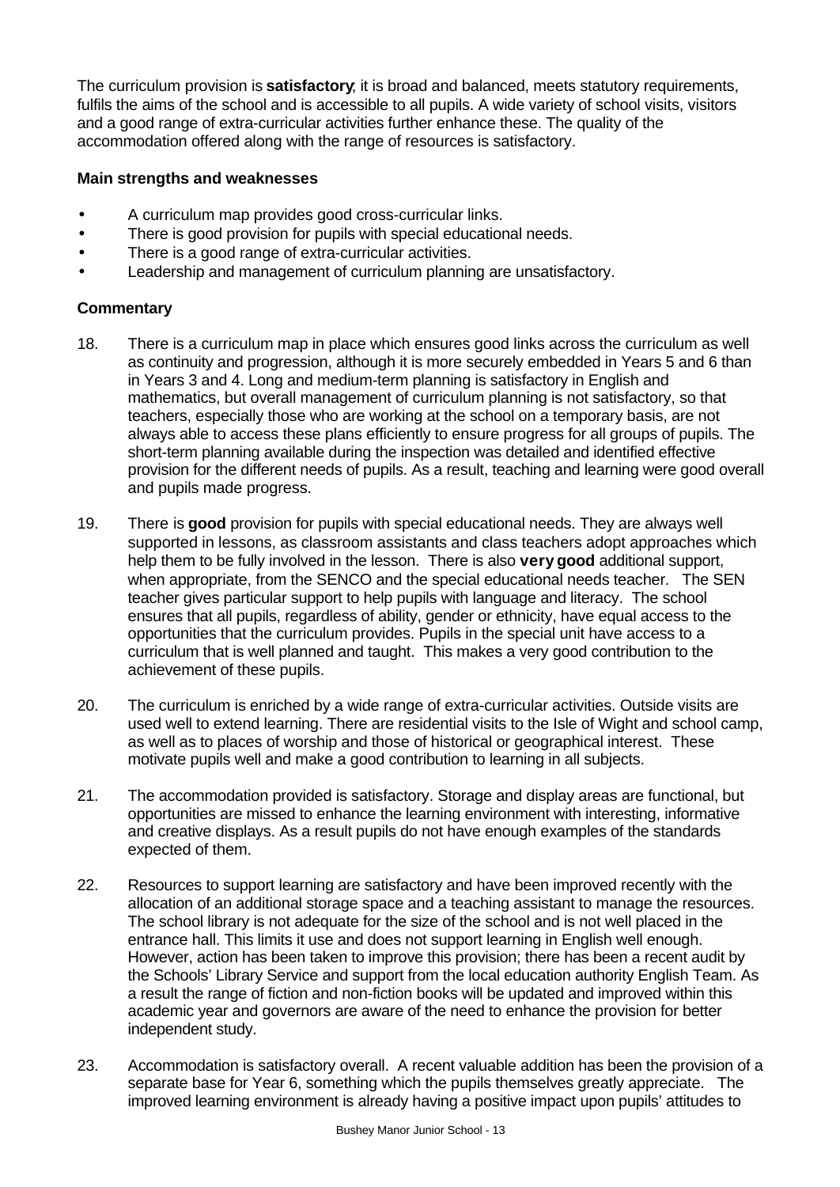The curriculum provision is **satisfactory**; it is broad and balanced, meets statutory requirements, fulfils the aims of the school and is accessible to all pupils. A wide variety of school visits, visitors and a good range of extra-curricular activities further enhance these. The quality of the accommodation offered along with the range of resources is satisfactory.

**Main strengths and weaknesses**

- A curriculum map provides good cross-curricular links.
- There is good provision for pupils with special educational needs.
- There is a good range of extra-curricular activities.
- Leadership and management of curriculum planning are unsatisfactory.

**Commentary**

18. There is a curriculum map in place which ensures good links across the curriculum as well as continuity and progression, although it is more securely embedded in Years 5 and 6 than in Years 3 and 4. Long and medium-term planning is satisfactory in English and mathematics, but overall management of curriculum planning is not satisfactory, so that teachers, especially those who are working at the school on a temporary basis, are not always able to access these plans efficiently to ensure progress for all groups of pupils. The short-term planning available during the inspection was detailed and identified effective provision for the different needs of pupils. As a result, teaching and learning were good overall and pupils made progress.

19. There is **good** provision for pupils with special educational needs. They are always well supported in lessons, as classroom assistants and class teachers adopt approaches which help them to be fully involved in the lesson. There is also **very good** additional support, when appropriate, from the SENCO and the special educational needs teacher. The SEN teacher gives particular support to help pupils with language and literacy. The school ensures that all pupils, regardless of ability, gender or ethnicity, have equal access to the opportunities that the curriculum provides. Pupils in the special unit have access to a curriculum that is well planned and taught. This makes a very good contribution to the achievement of these pupils.

20. The curriculum is enriched by a wide range of extra-curricular activities. Outside visits are used well to extend learning. There are residential visits to the Isle of Wight and school camp, as well as to places of worship and those of historical or geographical interest. These motivate pupils well and make a good contribution to learning in all subjects.

21. The accommodation provided is satisfactory. Storage and display areas are functional, but opportunities are missed to enhance the learning environment with interesting, informative and creative displays. As a result pupils do not have enough examples of the standards expected of them.

22. Resources to support learning are satisfactory and have been improved recently with the allocation of an additional storage space and a teaching assistant to manage the resources. The school library is not adequate for the size of the school and is not well placed in the entrance hall. This limits it use and does not support learning in English well enough. However, action has been taken to improve this provision; there has been a recent audit by the Schools' Library Service and support from the local education authority English Team. As a result the range of fiction and non-fiction books will be updated and improved within this academic year and governors are aware of the need to enhance the provision for better independent study.

23. Accommodation is satisfactory overall. A recent valuable addition has been the provision of a separate base for Year 6, something which the pupils themselves greatly appreciate. The improved learning environment is already having a positive impact upon pupils' attitudes to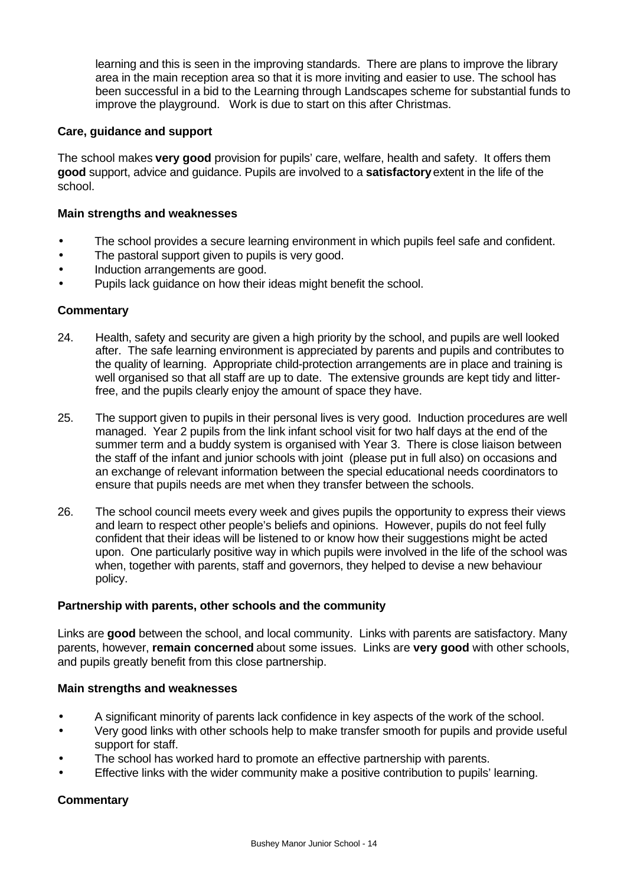learning and this is seen in the improving standards. There are plans to improve the library area in the main reception area so that it is more inviting and easier to use. The school has been successful in a bid to the Learning through Landscapes scheme for substantial funds to improve the playground. Work is due to start on this after Christmas.

### Care, guidance and support

The school makes **very good** provision for pupils' care, welfare, health and safety. It offers them **good** support, advice and guidance. Pupils are involved to a **satisfactory** extent in the life of the school.

#### Main strengths and weaknesses

- The school provides a secure learning environment in which pupils feel safe and confident.
- The pastoral support given to pupils is very good.
- Induction arrangements are good.
- Pupils lack guidance on how their ideas might benefit the school.

#### Commentary

24. Health, safety and security are given a high priority by the school, and pupils are well looked after. The safe learning environment is appreciated by parents and pupils and contributes to the quality of learning. Appropriate child-protection arrangements are in place and training is well organised so that all staff are up to date. The extensive grounds are kept tidy and litter-free, and the pupils clearly enjoy the amount of space they have.

25. The support given to pupils in their personal lives is very good. Induction procedures are well managed. Year 2 pupils from the link infant school visit for two half days at the end of the summer term and a buddy system is organised with Year 3. There is close liaison between the staff of the infant and junior schools with joint (please put in full also) on occasions and an exchange of relevant information between the special educational needs coordinators to ensure that pupils needs are met when they transfer between the schools.

26. The school council meets every week and gives pupils the opportunity to express their views and learn to respect other people's beliefs and opinions. However, pupils do not feel fully confident that their ideas will be listened to or know how their suggestions might be acted upon. One particularly positive way in which pupils were involved in the life of the school was when, together with parents, staff and governors, they helped to devise a new behaviour policy.

### Partnership with parents, other schools and the community

Links are **good** between the school, and local community. Links with parents are satisfactory. Many parents, however, **remain concerned** about some issues. Links are **very good** with other schools, and pupils greatly benefit from this close partnership.

#### Main strengths and weaknesses

- A significant minority of parents lack confidence in key aspects of the work of the school.
- Very good links with other schools help to make transfer smooth for pupils and provide useful support for staff.
- The school has worked hard to promote an effective partnership with parents.
- Effective links with the wider community make a positive contribution to pupils' learning.

#### Commentary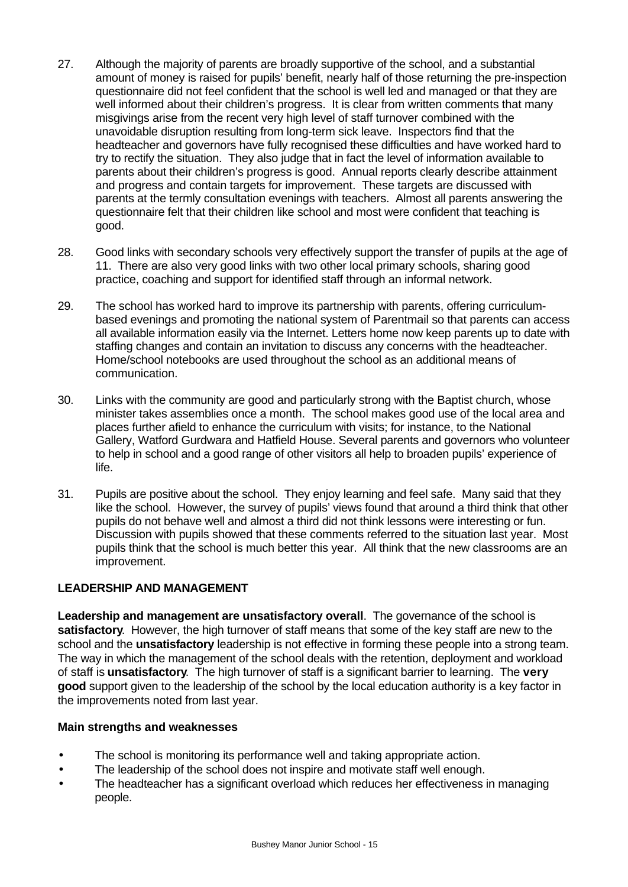27. Although the majority of parents are broadly supportive of the school, and a substantial amount of money is raised for pupils' benefit, nearly half of those returning the pre-inspection questionnaire did not feel confident that the school is well led and managed or that they are well informed about their children's progress. It is clear from written comments that many misgivings arise from the recent very high level of staff turnover combined with the unavoidable disruption resulting from long-term sick leave. Inspectors find that the headteacher and governors have fully recognised these difficulties and have worked hard to try to rectify the situation. They also judge that in fact the level of information available to parents about their children's progress is good. Annual reports clearly describe attainment and progress and contain targets for improvement. These targets are discussed with parents at the termly consultation evenings with teachers. Almost all parents answering the questionnaire felt that their children like school and most were confident that teaching is good.

28. Good links with secondary schools very effectively support the transfer of pupils at the age of 11. There are also very good links with two other local primary schools, sharing good practice, coaching and support for identified staff through an informal network.

29. The school has worked hard to improve its partnership with parents, offering curriculum-based evenings and promoting the national system of Parentmail so that parents can access all available information easily via the Internet. Letters home now keep parents up to date with staffing changes and contain an invitation to discuss any concerns with the headteacher. Home/school notebooks are used throughout the school as an additional means of communication.

30. Links with the community are good and particularly strong with the Baptist church, whose minister takes assemblies once a month. The school makes good use of the local area and places further afield to enhance the curriculum with visits; for instance, to the National Gallery, Watford Gurdwara and Hatfield House. Several parents and governors who volunteer to help in school and a good range of other visitors all help to broaden pupils' experience of life.

31. Pupils are positive about the school. They enjoy learning and feel safe. Many said that they like the school. However, the survey of pupils' views found that around a third think that other pupils do not behave well and almost a third did not think lessons were interesting or fun. Discussion with pupils showed that these comments referred to the situation last year. Most pupils think that the school is much better this year. All think that the new classrooms are an improvement.

## LEADERSHIP AND MANAGEMENT

**Leadership and management are unsatisfactory overall**. The governance of the school is **satisfactory**. However, the high turnover of staff means that some of the key staff are new to the school and the **unsatisfactory** leadership is not effective in forming these people into a strong team. The way in which the management of the school deals with the retention, deployment and workload of staff is **unsatisfactory**. The high turnover of staff is a significant barrier to learning. The **very good** support given to the leadership of the school by the local education authority is a key factor in the improvements noted from last year.

### Main strengths and weaknesses

- The school is monitoring its performance well and taking appropriate action.
- The leadership of the school does not inspire and motivate staff well enough.
- The headteacher has a significant overload which reduces her effectiveness in managing people.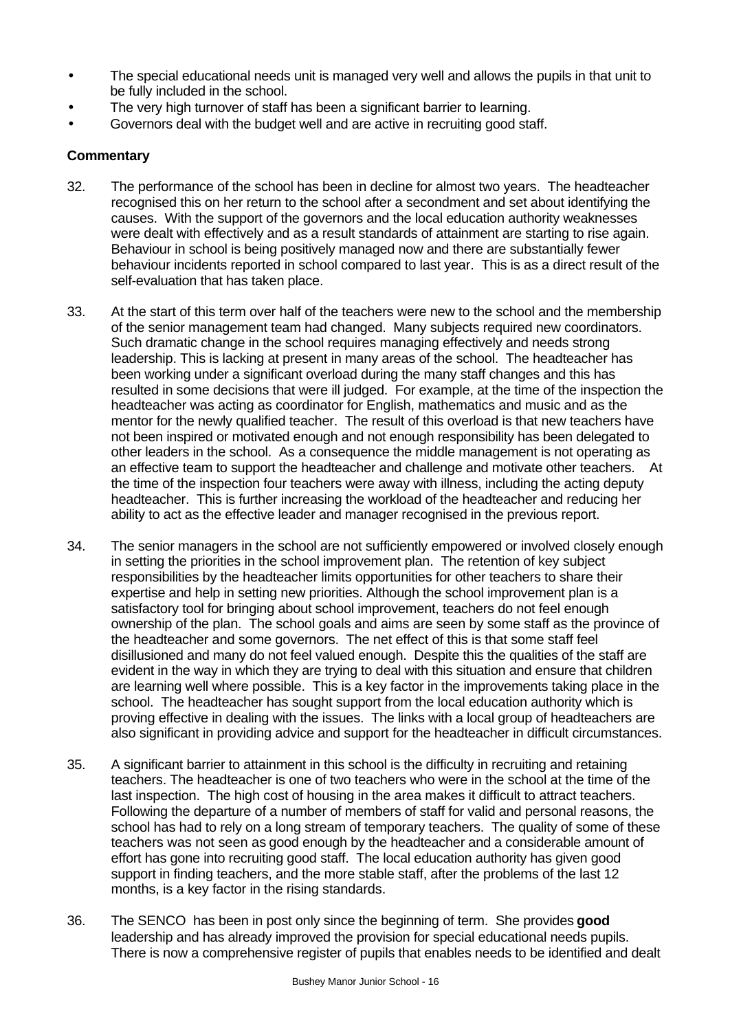- The special educational needs unit is managed very well and allows the pupils in that unit to be fully included in the school.
- The very high turnover of staff has been a significant barrier to learning.
- Governors deal with the budget well and are active in recruiting good staff.

**Commentary**

32. The performance of the school has been in decline for almost two years. The headteacher recognised this on her return to the school after a secondment and set about identifying the causes. With the support of the governors and the local education authority weaknesses were dealt with effectively and as a result standards of attainment are starting to rise again. Behaviour in school is being positively managed now and there are substantially fewer behaviour incidents reported in school compared to last year. This is as a direct result of the self-evaluation that has taken place.

33. At the start of this term over half of the teachers were new to the school and the membership of the senior management team had changed. Many subjects required new coordinators. Such dramatic change in the school requires managing effectively and needs strong leadership. This is lacking at present in many areas of the school. The headteacher has been working under a significant overload during the many staff changes and this has resulted in some decisions that were ill judged. For example, at the time of the inspection the headteacher was acting as coordinator for English, mathematics and music and as the mentor for the newly qualified teacher. The result of this overload is that new teachers have not been inspired or motivated enough and not enough responsibility has been delegated to other leaders in the school. As a consequence the middle management is not operating as an effective team to support the headteacher and challenge and motivate other teachers. At the time of the inspection four teachers were away with illness, including the acting deputy headteacher. This is further increasing the workload of the headteacher and reducing her ability to act as the effective leader and manager recognised in the previous report.

34. The senior managers in the school are not sufficiently empowered or involved closely enough in setting the priorities in the school improvement plan. The retention of key subject responsibilities by the headteacher limits opportunities for other teachers to share their expertise and help in setting new priorities. Although the school improvement plan is a satisfactory tool for bringing about school improvement, teachers do not feel enough ownership of the plan. The school goals and aims are seen by some staff as the province of the headteacher and some governors. The net effect of this is that some staff feel disillusioned and many do not feel valued enough. Despite this the qualities of the staff are evident in the way in which they are trying to deal with this situation and ensure that children are learning well where possible. This is a key factor in the improvements taking place in the school. The headteacher has sought support from the local education authority which is proving effective in dealing with the issues. The links with a local group of headteachers are also significant in providing advice and support for the headteacher in difficult circumstances.

35. A significant barrier to attainment in this school is the difficulty in recruiting and retaining teachers. The headteacher is one of two teachers who were in the school at the time of the last inspection. The high cost of housing in the area makes it difficult to attract teachers. Following the departure of a number of members of staff for valid and personal reasons, the school has had to rely on a long stream of temporary teachers. The quality of some of these teachers was not seen as good enough by the headteacher and a considerable amount of effort has gone into recruiting good staff. The local education authority has given good support in finding teachers, and the more stable staff, after the problems of the last 12 months, is a key factor in the rising standards.

36. The SENCO has been in post only since the beginning of term. She provides **good** leadership and has already improved the provision for special educational needs pupils. There is now a comprehensive register of pupils that enables needs to be identified and dealt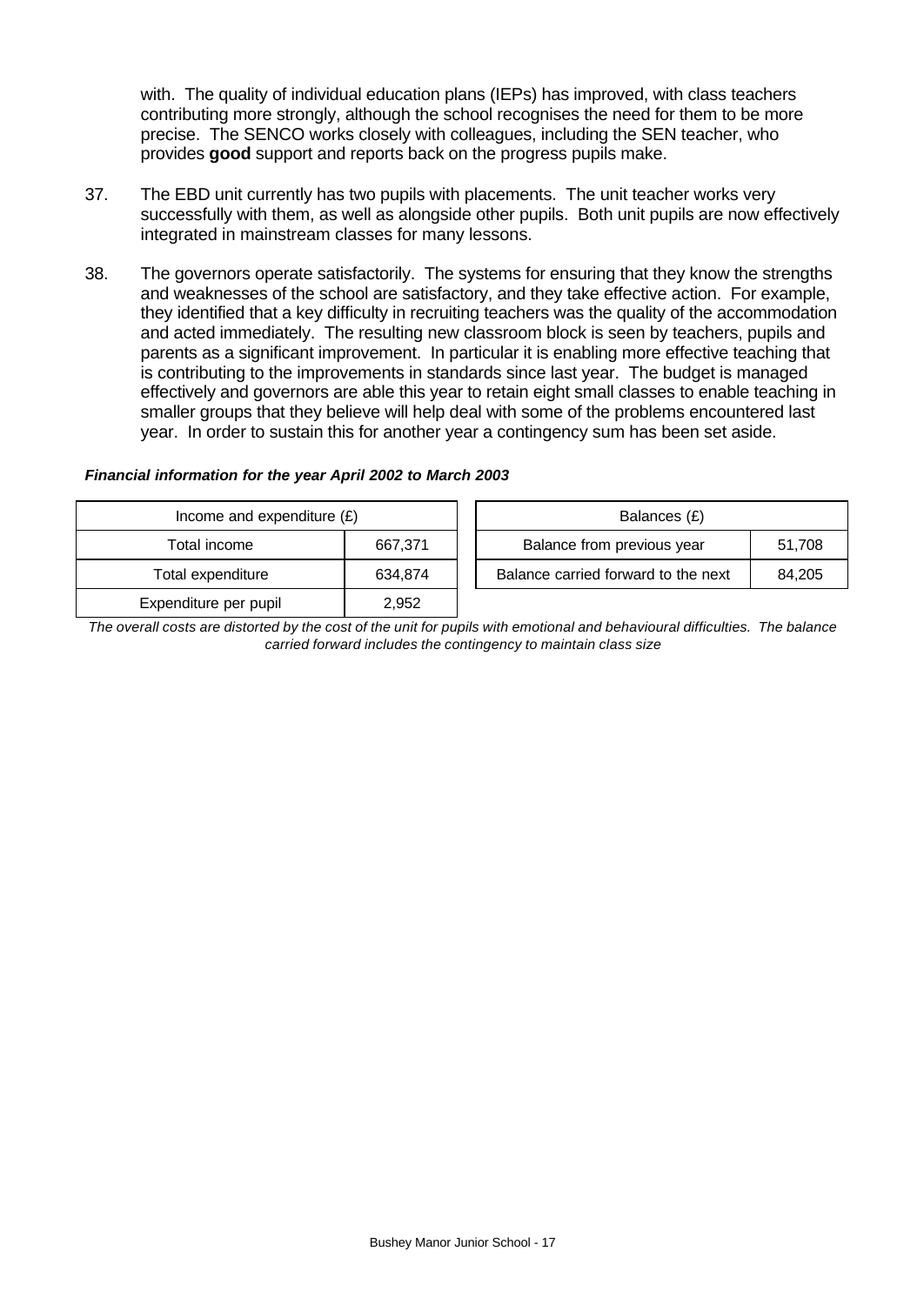with. The quality of individual education plans (IEPs) has improved, with class teachers contributing more strongly, although the school recognises the need for them to be more precise. The SENCO works closely with colleagues, including the SEN teacher, who provides **good** support and reports back on the progress pupils make.

37. The EBD unit currently has two pupils with placements. The unit teacher works very successfully with them, as well as alongside other pupils. Both unit pupils are now effectively integrated in mainstream classes for many lessons.

38. The governors operate satisfactorily. The systems for ensuring that they know the strengths and weaknesses of the school are satisfactory, and they take effective action. For example, they identified that a key difficulty in recruiting teachers was the quality of the accommodation and acted immediately. The resulting new classroom block is seen by teachers, pupils and parents as a significant improvement. In particular it is enabling more effective teaching that is contributing to the improvements in standards since last year. The budget is managed effectively and governors are able this year to retain eight small classes to enable teaching in smaller groups that they believe will help deal with some of the problems encountered last year. In order to sustain this for another year a contingency sum has been set aside.

***Financial information for the year April 2002 to March 2003***

| Income and expenditure (£) | |
|---|---|
| Total income | 667,371 |
| Total expenditure | 634,874 |
| Expenditure per pupil | 2,952 |

| Balances (£) | |
|---|---|
| Balance from previous year | 51,708 |
| Balance carried forward to the next | 84,205 |

*The overall costs are distorted by the cost of the unit for pupils with emotional and behavioural difficulties. The balance carried forward includes the contingency to maintain class size*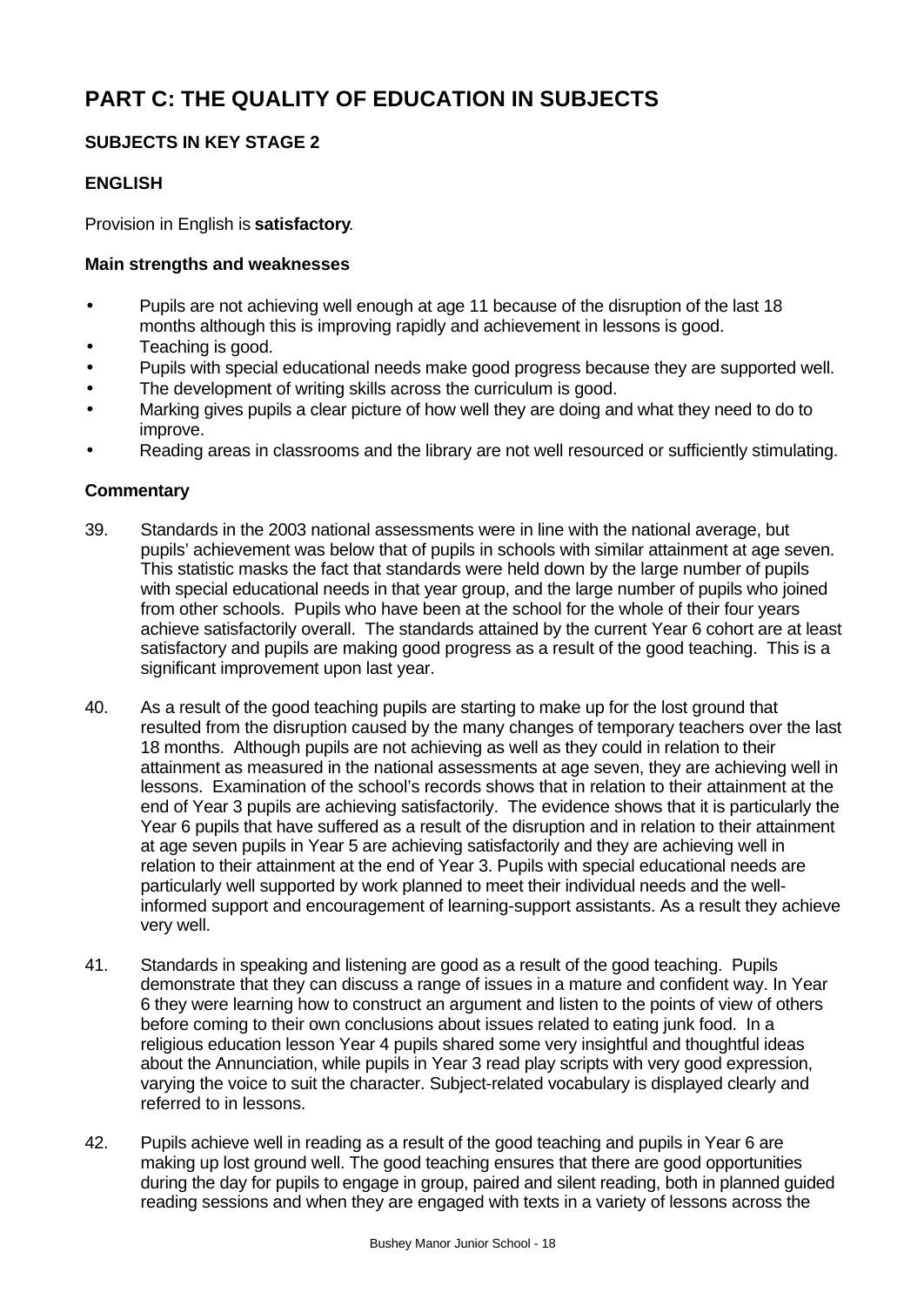# PART C: THE QUALITY OF EDUCATION IN SUBJECTS

## SUBJECTS IN KEY STAGE 2

### ENGLISH

Provision in English is **satisfactory**.

#### Main strengths and weaknesses

- Pupils are not achieving well enough at age 11 because of the disruption of the last 18 months although this is improving rapidly and achievement in lessons is good.
- Teaching is good.
- Pupils with special educational needs make good progress because they are supported well.
- The development of writing skills across the curriculum is good.
- Marking gives pupils a clear picture of how well they are doing and what they need to do to improve.
- Reading areas in classrooms and the library are not well resourced or sufficiently stimulating.

#### Commentary

39. Standards in the 2003 national assessments were in line with the national average, but pupils' achievement was below that of pupils in schools with similar attainment at age seven. This statistic masks the fact that standards were held down by the large number of pupils with special educational needs in that year group, and the large number of pupils who joined from other schools. Pupils who have been at the school for the whole of their four years achieve satisfactorily overall. The standards attained by the current Year 6 cohort are at least satisfactory and pupils are making good progress as a result of the good teaching. This is a significant improvement upon last year.

40. As a result of the good teaching pupils are starting to make up for the lost ground that resulted from the disruption caused by the many changes of temporary teachers over the last 18 months. Although pupils are not achieving as well as they could in relation to their attainment as measured in the national assessments at age seven, they are achieving well in lessons. Examination of the school's records shows that in relation to their attainment at the end of Year 3 pupils are achieving satisfactorily. The evidence shows that it is particularly the Year 6 pupils that have suffered as a result of the disruption and in relation to their attainment at age seven pupils in Year 5 are achieving satisfactorily and they are achieving well in relation to their attainment at the end of Year 3. Pupils with special educational needs are particularly well supported by work planned to meet their individual needs and the well-informed support and encouragement of learning-support assistants. As a result they achieve very well.

41. Standards in speaking and listening are good as a result of the good teaching. Pupils demonstrate that they can discuss a range of issues in a mature and confident way. In Year 6 they were learning how to construct an argument and listen to the points of view of others before coming to their own conclusions about issues related to eating junk food. In a religious education lesson Year 4 pupils shared some very insightful and thoughtful ideas about the Annunciation, while pupils in Year 3 read play scripts with very good expression, varying the voice to suit the character. Subject-related vocabulary is displayed clearly and referred to in lessons.

42. Pupils achieve well in reading as a result of the good teaching and pupils in Year 6 are making up lost ground well. The good teaching ensures that there are good opportunities during the day for pupils to engage in group, paired and silent reading, both in planned guided reading sessions and when they are engaged with texts in a variety of lessons across the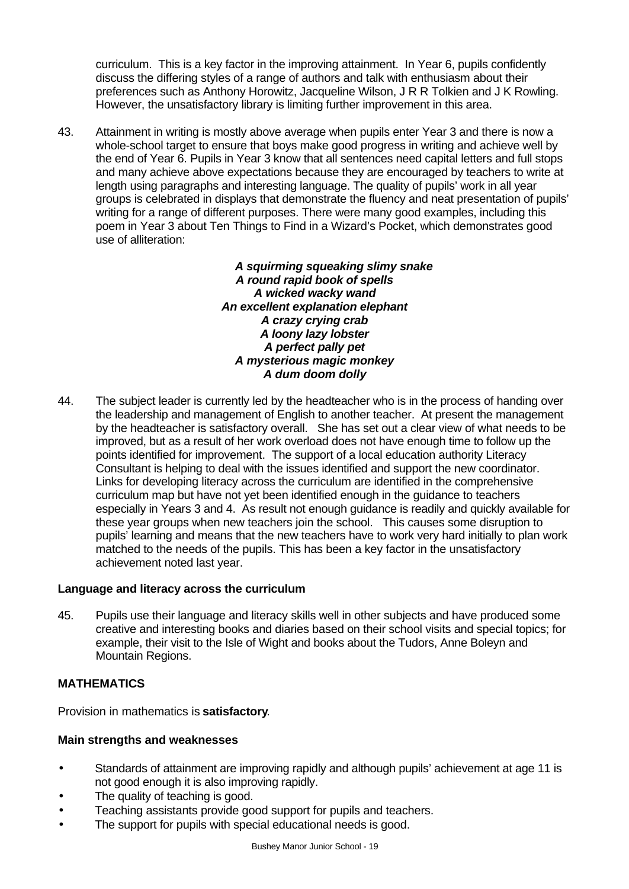curriculum. This is a key factor in the improving attainment. In Year 6, pupils confidently discuss the differing styles of a range of authors and talk with enthusiasm about their preferences such as Anthony Horowitz, Jacqueline Wilson, J R R Tolkien and J K Rowling. However, the unsatisfactory library is limiting further improvement in this area.

43. Attainment in writing is mostly above average when pupils enter Year 3 and there is now a whole-school target to ensure that boys make good progress in writing and achieve well by the end of Year 6. Pupils in Year 3 know that all sentences need capital letters and full stops and many achieve above expectations because they are encouraged by teachers to write at length using paragraphs and interesting language. The quality of pupils' work in all year groups is celebrated in displays that demonstrate the fluency and neat presentation of pupils' writing for a range of different purposes. There were many good examples, including this poem in Year 3 about Ten Things to Find in a Wizard's Pocket, which demonstrates good use of alliteration:

***A squirming squeaking slimy snake***
***A round rapid book of spells***
***A wicked wacky wand***
***An excellent explanation elephant***
***A crazy crying crab***
***A loony lazy lobster***
***A perfect pally pet***
***A mysterious magic monkey***
***A dum doom dolly***

44. The subject leader is currently led by the headteacher who is in the process of handing over the leadership and management of English to another teacher. At present the management by the headteacher is satisfactory overall. She has set out a clear view of what needs to be improved, but as a result of her work overload does not have enough time to follow up the points identified for improvement. The support of a local education authority Literacy Consultant is helping to deal with the issues identified and support the new coordinator. Links for developing literacy across the curriculum are identified in the comprehensive curriculum map but have not yet been identified enough in the guidance to teachers especially in Years 3 and 4. As result not enough guidance is readily and quickly available for these year groups when new teachers join the school. This causes some disruption to pupils' learning and means that the new teachers have to work very hard initially to plan work matched to the needs of the pupils. This has been a key factor in the unsatisfactory achievement noted last year.

### Language and literacy across the curriculum

45. Pupils use their language and literacy skills well in other subjects and have produced some creative and interesting books and diaries based on their school visits and special topics; for example, their visit to the Isle of Wight and books about the Tudors, Anne Boleyn and Mountain Regions.

## MATHEMATICS

Provision in mathematics is **satisfactory**.

### Main strengths and weaknesses

- Standards of attainment are improving rapidly and although pupils' achievement at age 11 is not good enough it is also improving rapidly.
- The quality of teaching is good.
- Teaching assistants provide good support for pupils and teachers.
- The support for pupils with special educational needs is good.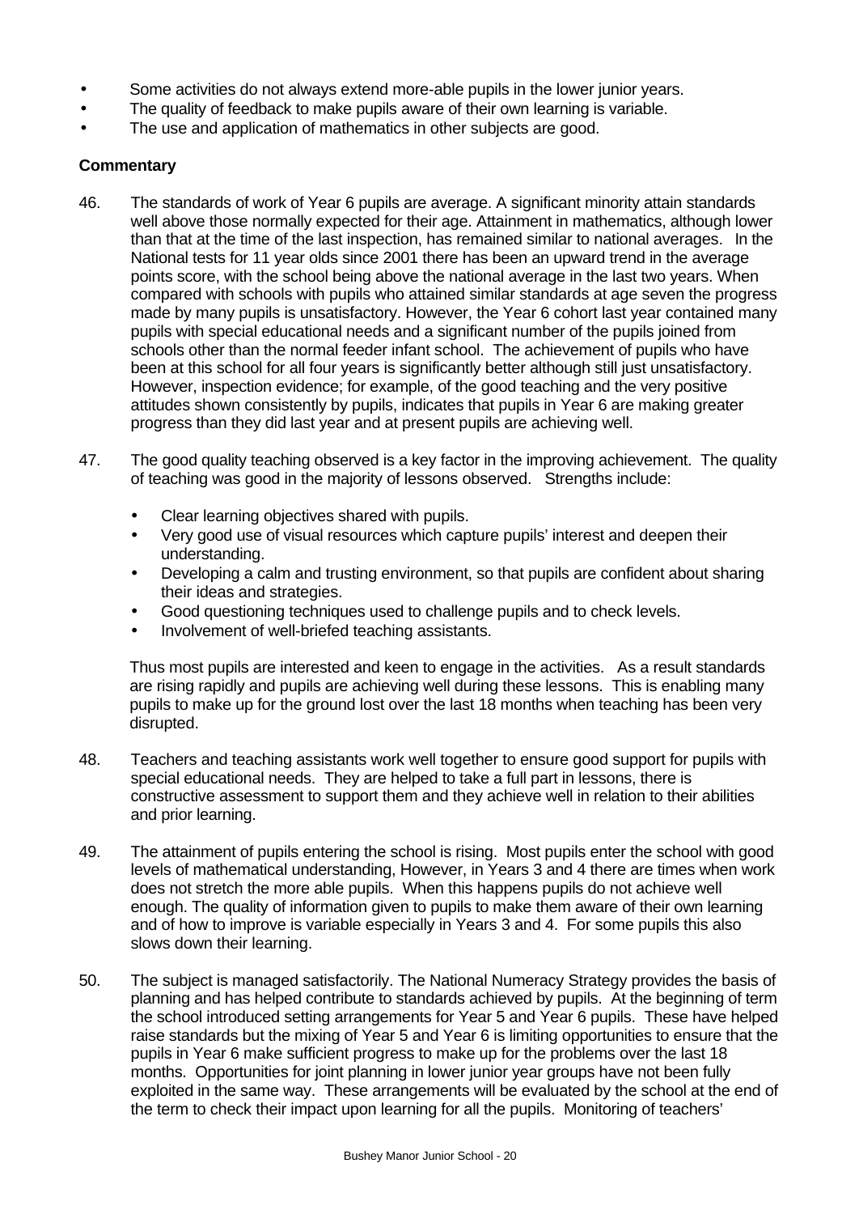- Some activities do not always extend more-able pupils in the lower junior years.
- The quality of feedback to make pupils aware of their own learning is variable.
- The use and application of mathematics in other subjects are good.

**Commentary**

46. The standards of work of Year 6 pupils are average. A significant minority attain standards well above those normally expected for their age. Attainment in mathematics, although lower than that at the time of the last inspection, has remained similar to national averages. In the National tests for 11 year olds since 2001 there has been an upward trend in the average points score, with the school being above the national average in the last two years. When compared with schools with pupils who attained similar standards at age seven the progress made by many pupils is unsatisfactory. However, the Year 6 cohort last year contained many pupils with special educational needs and a significant number of the pupils joined from schools other than the normal feeder infant school. The achievement of pupils who have been at this school for all four years is significantly better although still just unsatisfactory. However, inspection evidence; for example, of the good teaching and the very positive attitudes shown consistently by pupils, indicates that pupils in Year 6 are making greater progress than they did last year and at present pupils are achieving well.

47. The good quality teaching observed is a key factor in the improving achievement. The quality of teaching was good in the majority of lessons observed. Strengths include:

    - Clear learning objectives shared with pupils.
    - Very good use of visual resources which capture pupils' interest and deepen their understanding.
    - Developing a calm and trusting environment, so that pupils are confident about sharing their ideas and strategies.
    - Good questioning techniques used to challenge pupils and to check levels.
    - Involvement of well-briefed teaching assistants.

    Thus most pupils are interested and keen to engage in the activities. As a result standards are rising rapidly and pupils are achieving well during these lessons. This is enabling many pupils to make up for the ground lost over the last 18 months when teaching has been very disrupted.

48. Teachers and teaching assistants work well together to ensure good support for pupils with special educational needs. They are helped to take a full part in lessons, there is constructive assessment to support them and they achieve well in relation to their abilities and prior learning.

49. The attainment of pupils entering the school is rising. Most pupils enter the school with good levels of mathematical understanding, However, in Years 3 and 4 there are times when work does not stretch the more able pupils. When this happens pupils do not achieve well enough. The quality of information given to pupils to make them aware of their own learning and of how to improve is variable especially in Years 3 and 4. For some pupils this also slows down their learning.

50. The subject is managed satisfactorily. The National Numeracy Strategy provides the basis of planning and has helped contribute to standards achieved by pupils. At the beginning of term the school introduced setting arrangements for Year 5 and Year 6 pupils. These have helped raise standards but the mixing of Year 5 and Year 6 is limiting opportunities to ensure that the pupils in Year 6 make sufficient progress to make up for the problems over the last 18 months. Opportunities for joint planning in lower junior year groups have not been fully exploited in the same way. These arrangements will be evaluated by the school at the end of the term to check their impact upon learning for all the pupils. Monitoring of teachers'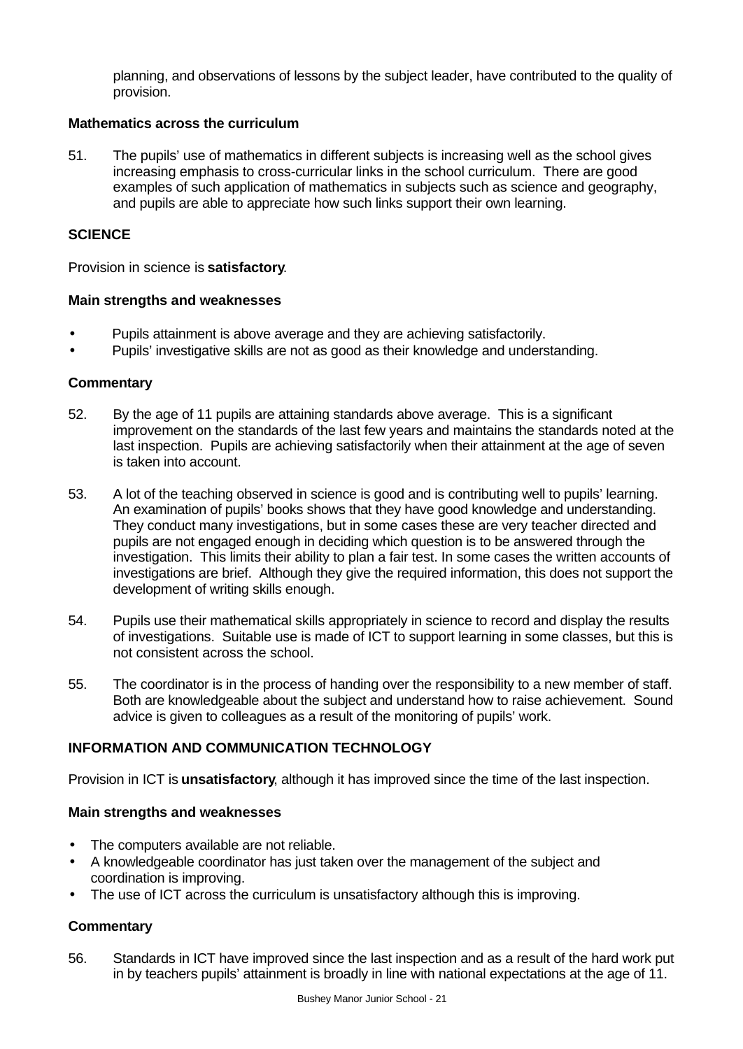planning, and observations of lessons by the subject leader, have contributed to the quality of provision.

**Mathematics across the curriculum**

51. The pupils' use of mathematics in different subjects is increasing well as the school gives increasing emphasis to cross-curricular links in the school curriculum. There are good examples of such application of mathematics in subjects such as science and geography, and pupils are able to appreciate how such links support their own learning.

## SCIENCE

Provision in science is **satisfactory**.

**Main strengths and weaknesses**

- Pupils attainment is above average and they are achieving satisfactorily.
- Pupils' investigative skills are not as good as their knowledge and understanding.

**Commentary**

52. By the age of 11 pupils are attaining standards above average. This is a significant improvement on the standards of the last few years and maintains the standards noted at the last inspection. Pupils are achieving satisfactorily when their attainment at the age of seven is taken into account.

53. A lot of the teaching observed in science is good and is contributing well to pupils' learning. An examination of pupils' books shows that they have good knowledge and understanding. They conduct many investigations, but in some cases these are very teacher directed and pupils are not engaged enough in deciding which question is to be answered through the investigation. This limits their ability to plan a fair test. In some cases the written accounts of investigations are brief. Although they give the required information, this does not support the development of writing skills enough.

54. Pupils use their mathematical skills appropriately in science to record and display the results of investigations. Suitable use is made of ICT to support learning in some classes, but this is not consistent across the school.

55. The coordinator is in the process of handing over the responsibility to a new member of staff. Both are knowledgeable about the subject and understand how to raise achievement. Sound advice is given to colleagues as a result of the monitoring of pupils' work.

## INFORMATION AND COMMUNICATION TECHNOLOGY

Provision in ICT is **unsatisfactory**, although it has improved since the time of the last inspection.

**Main strengths and weaknesses**

- The computers available are not reliable.
- A knowledgeable coordinator has just taken over the management of the subject and coordination is improving.
- The use of ICT across the curriculum is unsatisfactory although this is improving.

**Commentary**

56. Standards in ICT have improved since the last inspection and as a result of the hard work put in by teachers pupils' attainment is broadly in line with national expectations at the age of 11.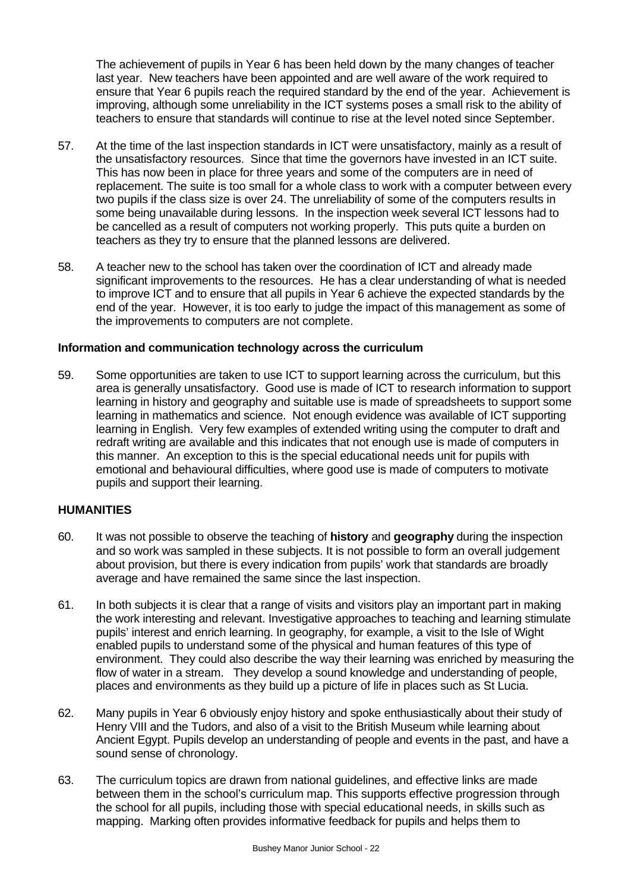The achievement of pupils in Year 6 has been held down by the many changes of teacher last year. New teachers have been appointed and are well aware of the work required to ensure that Year 6 pupils reach the required standard by the end of the year. Achievement is improving, although some unreliability in the ICT systems poses a small risk to the ability of teachers to ensure that standards will continue to rise at the level noted since September.

57. At the time of the last inspection standards in ICT were unsatisfactory, mainly as a result of the unsatisfactory resources. Since that time the governors have invested in an ICT suite. This has now been in place for three years and some of the computers are in need of replacement. The suite is too small for a whole class to work with a computer between every two pupils if the class size is over 24. The unreliability of some of the computers results in some being unavailable during lessons. In the inspection week several ICT lessons had to be cancelled as a result of computers not working properly. This puts quite a burden on teachers as they try to ensure that the planned lessons are delivered.

58. A teacher new to the school has taken over the coordination of ICT and already made significant improvements to the resources. He has a clear understanding of what is needed to improve ICT and to ensure that all pupils in Year 6 achieve the expected standards by the end of the year. However, it is too early to judge the impact of this management as some of the improvements to computers are not complete.

**Information and communication technology across the curriculum**

59. Some opportunities are taken to use ICT to support learning across the curriculum, but this area is generally unsatisfactory. Good use is made of ICT to research information to support learning in history and geography and suitable use is made of spreadsheets to support some learning in mathematics and science. Not enough evidence was available of ICT supporting learning in English. Very few examples of extended writing using the computer to draft and redraft writing are available and this indicates that not enough use is made of computers in this manner. An exception to this is the special educational needs unit for pupils with emotional and behavioural difficulties, where good use is made of computers to motivate pupils and support their learning.

## HUMANITIES

60. It was not possible to observe the teaching of **history** and **geography** during the inspection and so work was sampled in these subjects. It is not possible to form an overall judgement about provision, but there is every indication from pupils' work that standards are broadly average and have remained the same since the last inspection.

61. In both subjects it is clear that a range of visits and visitors play an important part in making the work interesting and relevant. Investigative approaches to teaching and learning stimulate pupils' interest and enrich learning. In geography, for example, a visit to the Isle of Wight enabled pupils to understand some of the physical and human features of this type of environment. They could also describe the way their learning was enriched by measuring the flow of water in a stream. They develop a sound knowledge and understanding of people, places and environments as they build up a picture of life in places such as St Lucia.

62. Many pupils in Year 6 obviously enjoy history and spoke enthusiastically about their study of Henry VIII and the Tudors, and also of a visit to the British Museum while learning about Ancient Egypt. Pupils develop an understanding of people and events in the past, and have a sound sense of chronology.

63. The curriculum topics are drawn from national guidelines, and effective links are made between them in the school's curriculum map. This supports effective progression through the school for all pupils, including those with special educational needs, in skills such as mapping. Marking often provides informative feedback for pupils and helps them to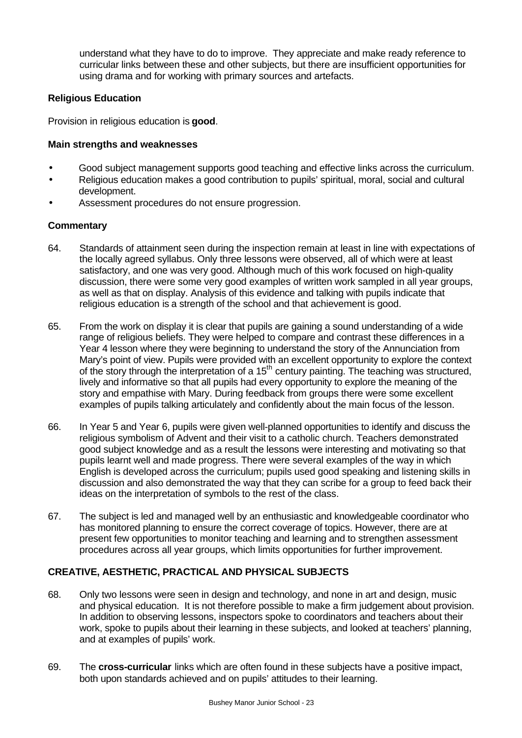understand what they have to do to improve. They appreciate and make ready reference to curricular links between these and other subjects, but there are insufficient opportunities for using drama and for working with primary sources and artefacts.

### Religious Education

Provision in religious education is **good**.

#### Main strengths and weaknesses

- Good subject management supports good teaching and effective links across the curriculum.
- Religious education makes a good contribution to pupils' spiritual, moral, social and cultural development.
- Assessment procedures do not ensure progression.

#### Commentary

64. Standards of attainment seen during the inspection remain at least in line with expectations of the locally agreed syllabus. Only three lessons were observed, all of which were at least satisfactory, and one was very good. Although much of this work focused on high-quality discussion, there were some very good examples of written work sampled in all year groups, as well as that on display. Analysis of this evidence and talking with pupils indicate that religious education is a strength of the school and that achievement is good.

65. From the work on display it is clear that pupils are gaining a sound understanding of a wide range of religious beliefs. They were helped to compare and contrast these differences in a Year 4 lesson where they were beginning to understand the story of the Annunciation from Mary's point of view. Pupils were provided with an excellent opportunity to explore the context of the story through the interpretation of a 15th century painting. The teaching was structured, lively and informative so that all pupils had every opportunity to explore the meaning of the story and empathise with Mary. During feedback from groups there were some excellent examples of pupils talking articulately and confidently about the main focus of the lesson.

66. In Year 5 and Year 6, pupils were given well-planned opportunities to identify and discuss the religious symbolism of Advent and their visit to a catholic church. Teachers demonstrated good subject knowledge and as a result the lessons were interesting and motivating so that pupils learnt well and made progress. There were several examples of the way in which English is developed across the curriculum; pupils used good speaking and listening skills in discussion and also demonstrated the way that they can scribe for a group to feed back their ideas on the interpretation of symbols to the rest of the class.

67. The subject is led and managed well by an enthusiastic and knowledgeable coordinator who has monitored planning to ensure the correct coverage of topics. However, there are at present few opportunities to monitor teaching and learning and to strengthen assessment procedures across all year groups, which limits opportunities for further improvement.

### CREATIVE, AESTHETIC, PRACTICAL AND PHYSICAL SUBJECTS

68. Only two lessons were seen in design and technology, and none in art and design, music and physical education. It is not therefore possible to make a firm judgement about provision. In addition to observing lessons, inspectors spoke to coordinators and teachers about their work, spoke to pupils about their learning in these subjects, and looked at teachers' planning, and at examples of pupils' work.

69. The **cross-curricular** links which are often found in these subjects have a positive impact, both upon standards achieved and on pupils' attitudes to their learning.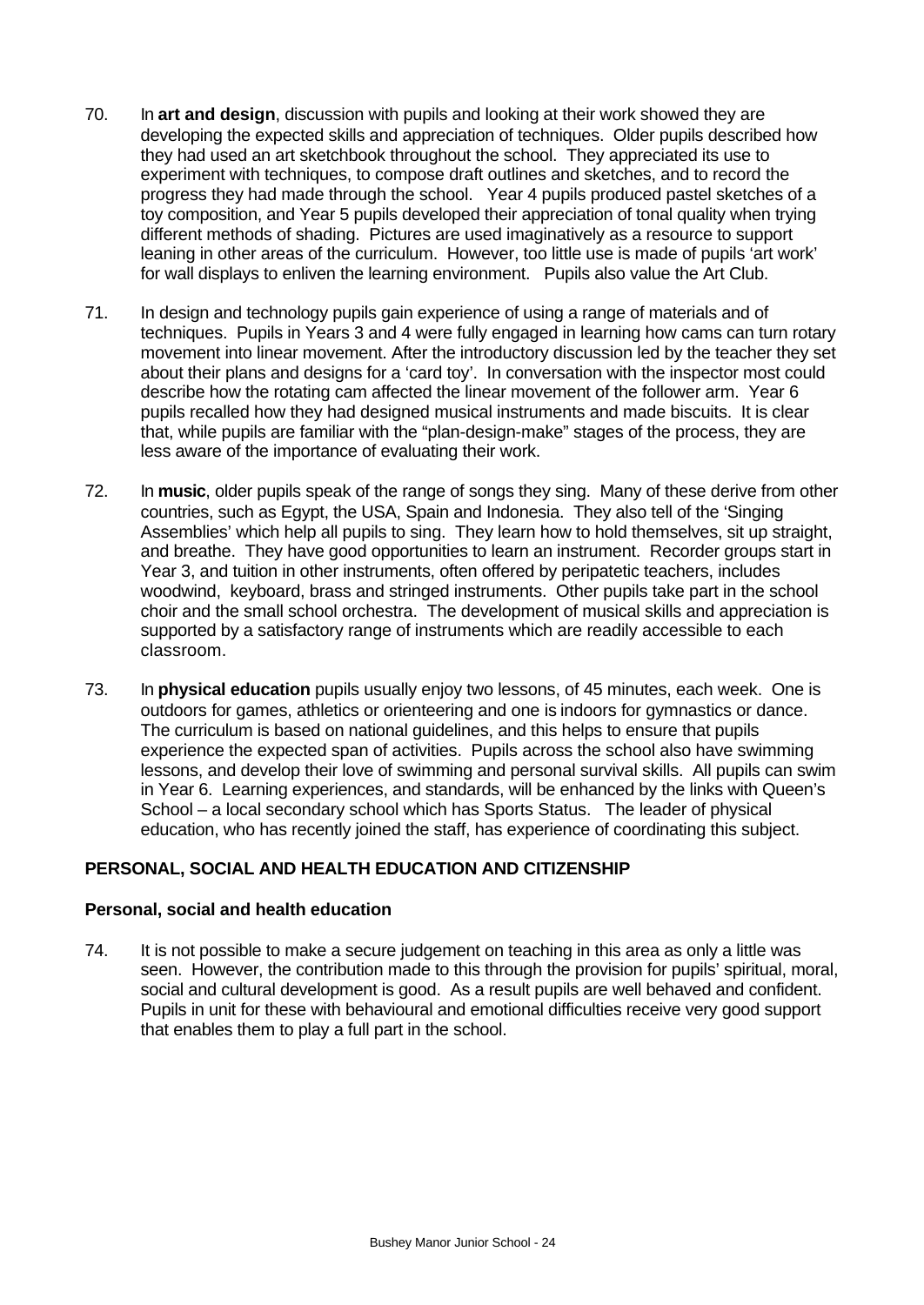70. In **art and design**, discussion with pupils and looking at their work showed they are developing the expected skills and appreciation of techniques. Older pupils described how they had used an art sketchbook throughout the school. They appreciated its use to experiment with techniques, to compose draft outlines and sketches, and to record the progress they had made through the school. Year 4 pupils produced pastel sketches of a toy composition, and Year 5 pupils developed their appreciation of tonal quality when trying different methods of shading. Pictures are used imaginatively as a resource to support leaning in other areas of the curriculum. However, too little use is made of pupils 'art work' for wall displays to enliven the learning environment. Pupils also value the Art Club.

71. In design and technology pupils gain experience of using a range of materials and of techniques. Pupils in Years 3 and 4 were fully engaged in learning how cams can turn rotary movement into linear movement. After the introductory discussion led by the teacher they set about their plans and designs for a 'card toy'. In conversation with the inspector most could describe how the rotating cam affected the linear movement of the follower arm. Year 6 pupils recalled how they had designed musical instruments and made biscuits. It is clear that, while pupils are familiar with the "plan-design-make" stages of the process, they are less aware of the importance of evaluating their work.

72. In **music**, older pupils speak of the range of songs they sing. Many of these derive from other countries, such as Egypt, the USA, Spain and Indonesia. They also tell of the 'Singing Assemblies' which help all pupils to sing. They learn how to hold themselves, sit up straight, and breathe. They have good opportunities to learn an instrument. Recorder groups start in Year 3, and tuition in other instruments, often offered by peripatetic teachers, includes woodwind, keyboard, brass and stringed instruments. Other pupils take part in the school choir and the small school orchestra. The development of musical skills and appreciation is supported by a satisfactory range of instruments which are readily accessible to each classroom.

73. In **physical education** pupils usually enjoy two lessons, of 45 minutes, each week. One is outdoors for games, athletics or orienteering and one is indoors for gymnastics or dance. The curriculum is based on national guidelines, and this helps to ensure that pupils experience the expected span of activities. Pupils across the school also have swimming lessons, and develop their love of swimming and personal survival skills. All pupils can swim in Year 6. Learning experiences, and standards, will be enhanced by the links with Queen's School – a local secondary school which has Sports Status. The leader of physical education, who has recently joined the staff, has experience of coordinating this subject.

## PERSONAL, SOCIAL AND HEALTH EDUCATION AND CITIZENSHIP

### Personal, social and health education

74. It is not possible to make a secure judgement on teaching in this area as only a little was seen. However, the contribution made to this through the provision for pupils' spiritual, moral, social and cultural development is good. As a result pupils are well behaved and confident. Pupils in unit for these with behavioural and emotional difficulties receive very good support that enables them to play a full part in the school.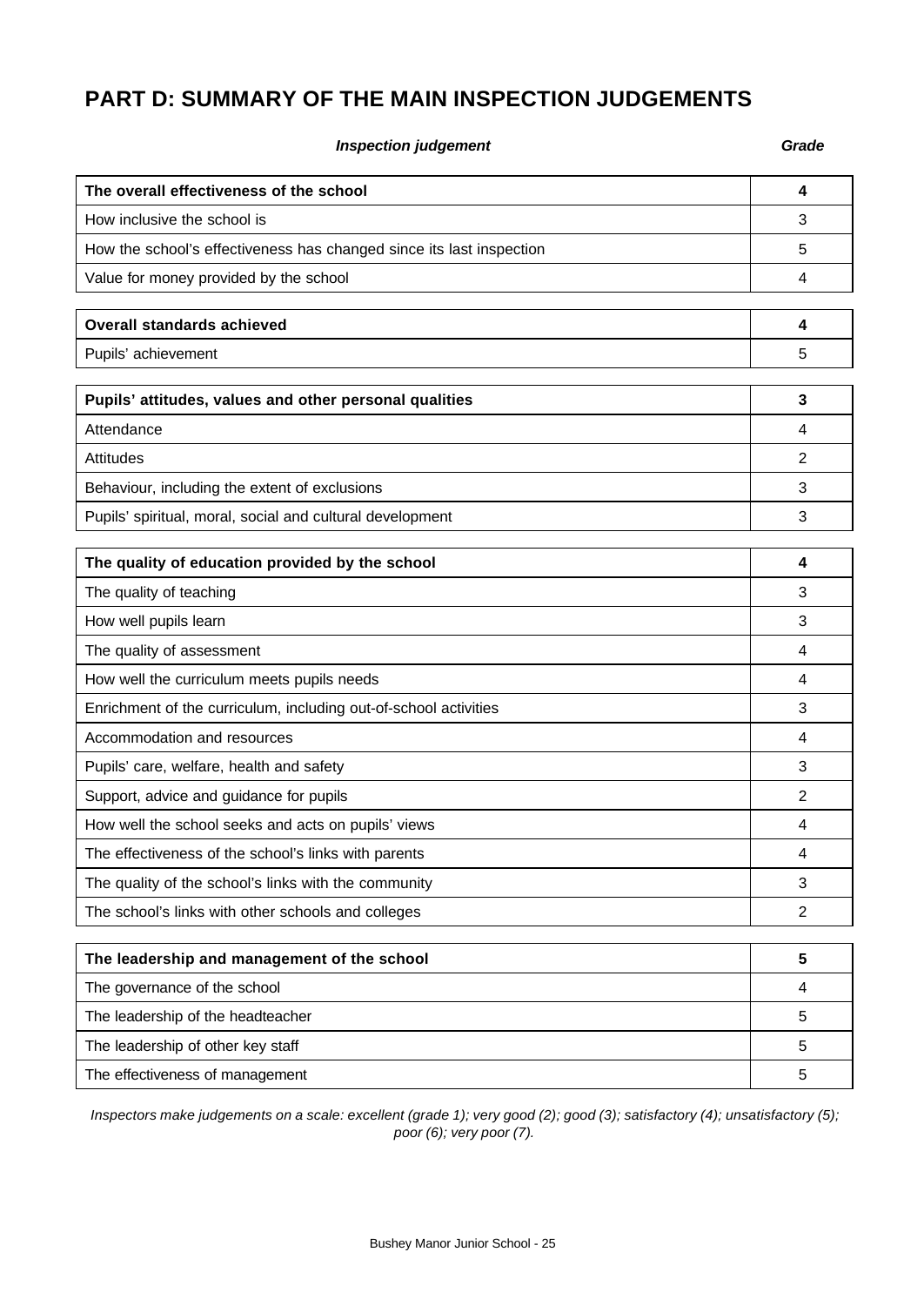# PART D: SUMMARY OF THE MAIN INSPECTION JUDGEMENTS

| *Inspection judgement* | *Grade* |
| --- | --- |
| **The overall effectiveness of the school** | **4** |
| How inclusive the school is | 3 |
| How the school's effectiveness has changed since its last inspection | 5 |
| Value for money provided by the school | 4 |
| **Overall standards achieved** | **4** |
| Pupils' achievement | 5 |
| **Pupils' attitudes, values and other personal qualities** | **3** |
| Attendance | 4 |
| Attitudes | 2 |
| Behaviour, including the extent of exclusions | 3 |
| Pupils' spiritual, moral, social and cultural development | 3 |
| **The quality of education provided by the school** | **4** |
| The quality of teaching | 3 |
| How well pupils learn | 3 |
| The quality of assessment | 4 |
| How well the curriculum meets pupils needs | 4 |
| Enrichment of the curriculum, including out-of-school activities | 3 |
| Accommodation and resources | 4 |
| Pupils' care, welfare, health and safety | 3 |
| Support, advice and guidance for pupils | 2 |
| How well the school seeks and acts on pupils' views | 4 |
| The effectiveness of the school's links with parents | 4 |
| The quality of the school's links with the community | 3 |
| The school's links with other schools and colleges | 2 |
| **The leadership and management of the school** | **5** |
| The governance of the school | 4 |
| The leadership of the headteacher | 5 |
| The leadership of other key staff | 5 |
| The effectiveness of management | 5 |

*Inspectors make judgements on a scale: excellent (grade 1); very good (2); good (3); satisfactory (4); unsatisfactory (5); poor (6); very poor (7).*